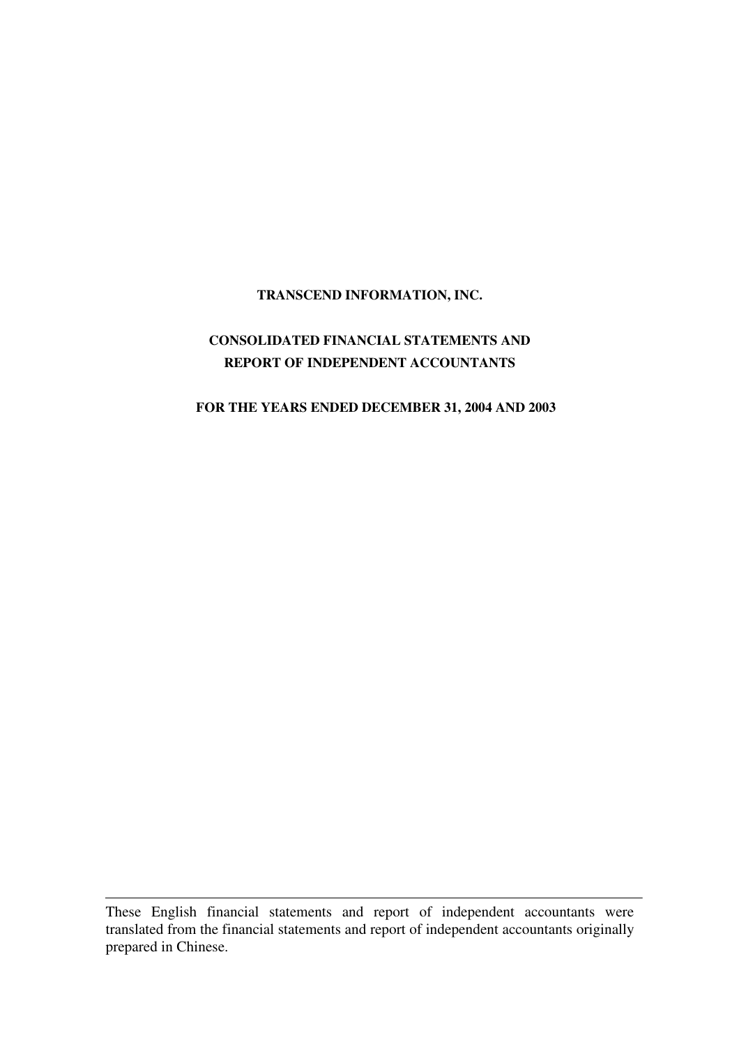**TRANSCEND INFORMATION, INC.**

**CONSOLIDATED FINANCIAL STATEMENTS AND REPORT OF INDEPENDENT ACCOUNTANTS**

**FOR THE YEARS ENDED DECEMBER 31, 2004 AND 2003**

---

These English financial statements and report of independent accountants were translated from the financial statements and report of independent accountants originally prepared in Chinese.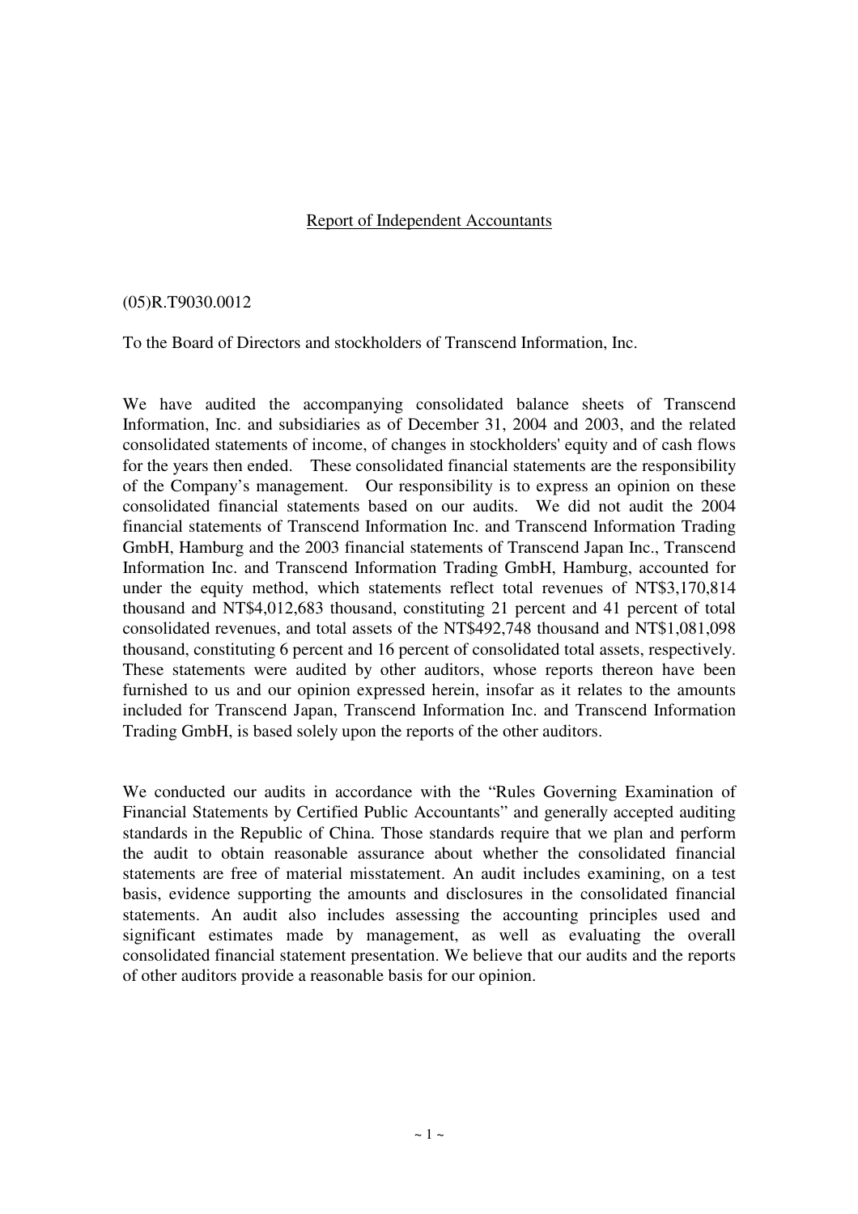<u>Report of Independent Accountants</u>

(05)R.T9030.0012

To the Board of Directors and stockholders of Transcend Information, Inc.

We have audited the accompanying consolidated balance sheets of Transcend Information, Inc. and subsidiaries as of December 31, 2004 and 2003, and the related consolidated statements of income, of changes in stockholders' equity and of cash flows for the years then ended. These consolidated financial statements are the responsibility of the Company's management. Our responsibility is to express an opinion on these consolidated financial statements based on our audits. We did not audit the 2004 financial statements of Transcend Information Inc. and Transcend Information Trading GmbH, Hamburg and the 2003 financial statements of Transcend Japan Inc., Transcend Information Inc. and Transcend Information Trading GmbH, Hamburg, accounted for under the equity method, which statements reflect total revenues of NT$3,170,814 thousand and NT$4,012,683 thousand, constituting 21 percent and 41 percent of total consolidated revenues, and total assets of the NT$492,748 thousand and NT$1,081,098 thousand, constituting 6 percent and 16 percent of consolidated total assets, respectively. These statements were audited by other auditors, whose reports thereon have been furnished to us and our opinion expressed herein, insofar as it relates to the amounts included for Transcend Japan, Transcend Information Inc. and Transcend Information Trading GmbH, is based solely upon the reports of the other auditors.

We conducted our audits in accordance with the "Rules Governing Examination of Financial Statements by Certified Public Accountants" and generally accepted auditing standards in the Republic of China. Those standards require that we plan and perform the audit to obtain reasonable assurance about whether the consolidated financial statements are free of material misstatement. An audit includes examining, on a test basis, evidence supporting the amounts and disclosures in the consolidated financial statements. An audit also includes assessing the accounting principles used and significant estimates made by management, as well as evaluating the overall consolidated financial statement presentation. We believe that our audits and the reports of other auditors provide a reasonable basis for our opinion.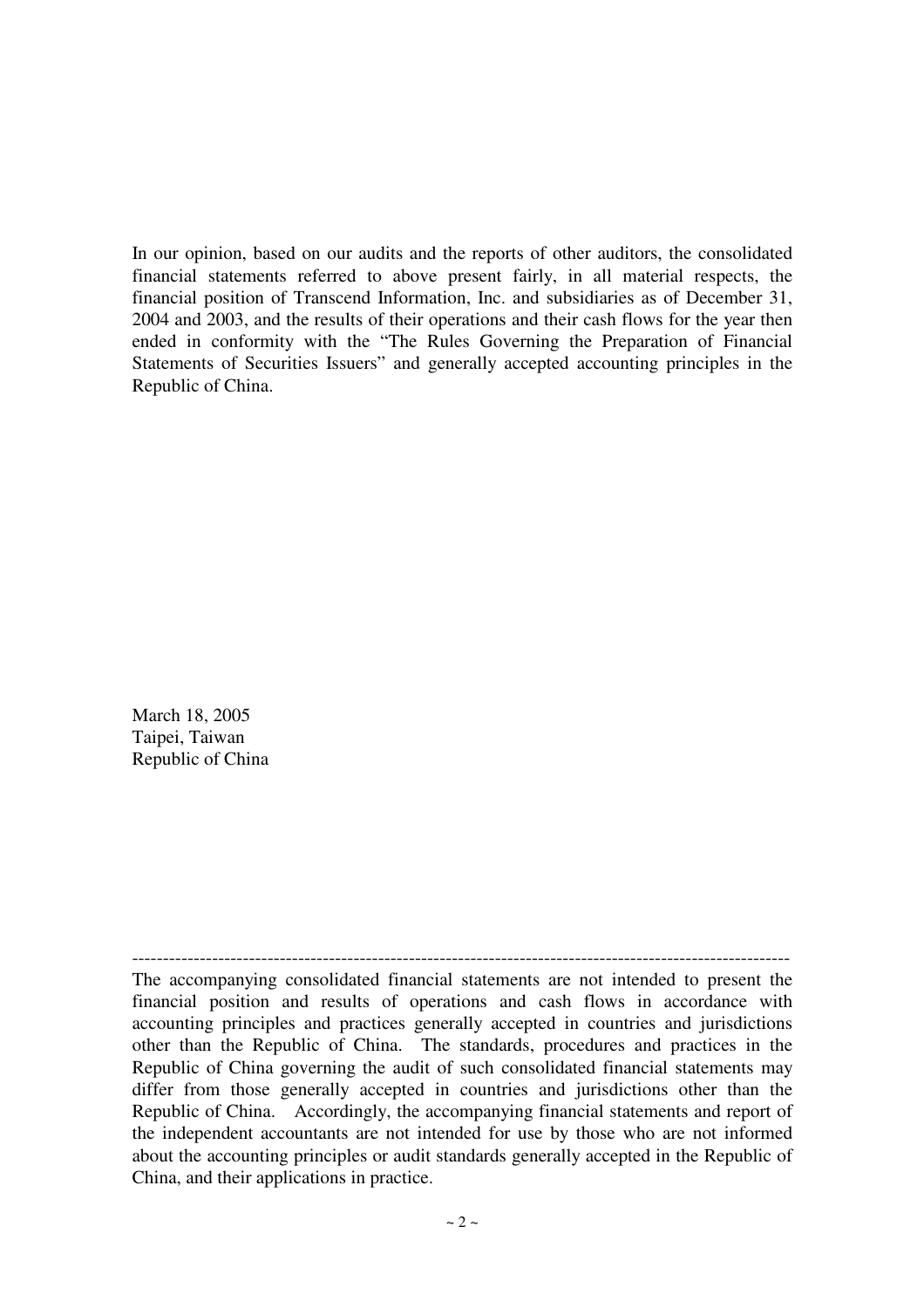In our opinion, based on our audits and the reports of other auditors, the consolidated financial statements referred to above present fairly, in all material respects, the financial position of Transcend Information, Inc. and subsidiaries as of December 31, 2004 and 2003, and the results of their operations and their cash flows for the year then ended in conformity with the "The Rules Governing the Preparation of Financial Statements of Securities Issuers" and generally accepted accounting principles in the Republic of China.

March 18, 2005  
Taipei, Taiwan  
Republic of China

---

The accompanying consolidated financial statements are not intended to present the financial position and results of operations and cash flows in accordance with accounting principles and practices generally accepted in countries and jurisdictions other than the Republic of China. The standards, procedures and practices in the Republic of China governing the audit of such consolidated financial statements may differ from those generally accepted in countries and jurisdictions other than the Republic of China. Accordingly, the accompanying financial statements and report of the independent accountants are not intended for use by those who are not informed about the accounting principles or audit standards generally accepted in the Republic of China, and their applications in practice.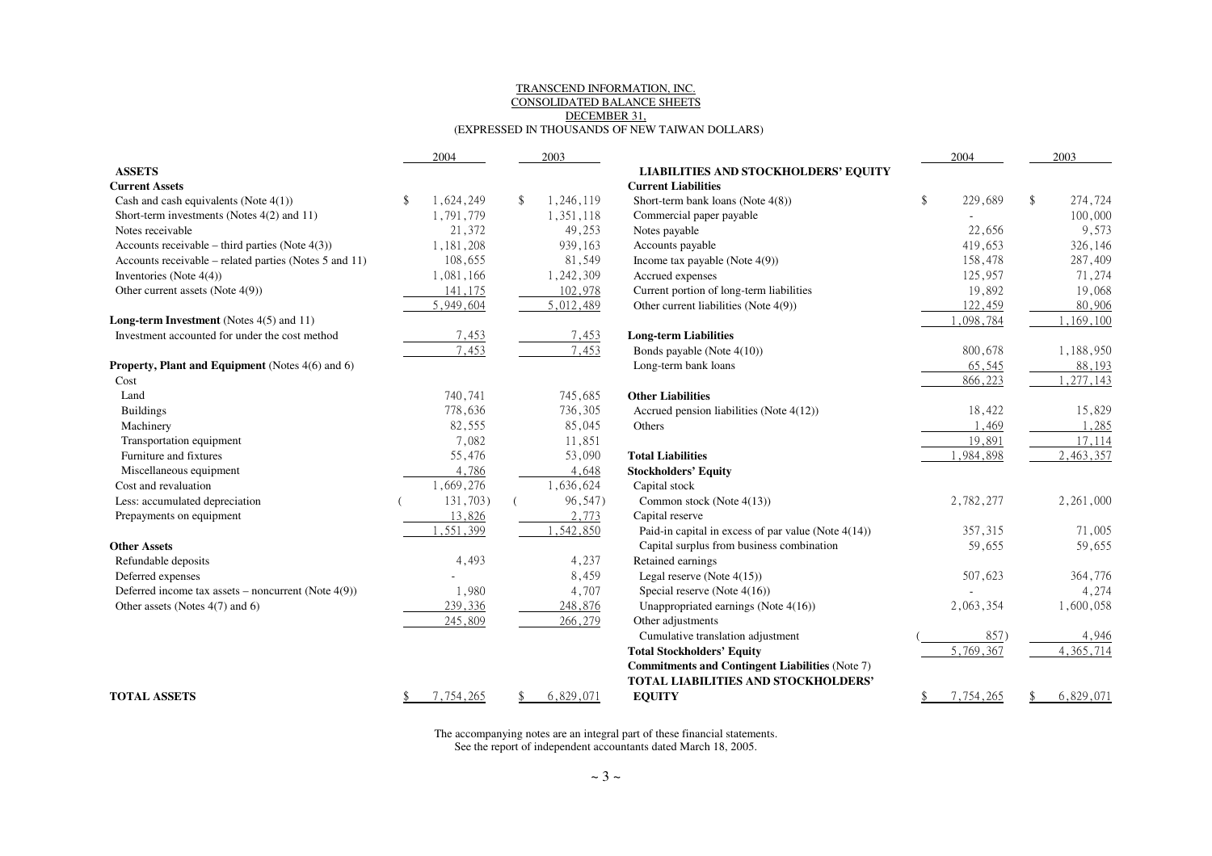TRANSCEND INFORMATION, INC.
CONSOLIDATED BALANCE SHEETS
DECEMBER 31,
(EXPRESSED IN THOUSANDS OF NEW TAIWAN DOLLARS)

| | 2004 | 2003 |
|---|---|---|
| **ASSETS** | | |
| **Current Assets** | | |
| Cash and cash equivalents (Note 4(1)) | $ 1,624,249 | $ 1,246,119 |
| Short-term investments (Notes 4(2) and 11) | 1,791,779 | 1,351,118 |
| Notes receivable | 21,372 | 49,253 |
| Accounts receivable – third parties (Note 4(3)) | 1,181,208 | 939,163 |
| Accounts receivable – related parties (Notes 5 and 11) | 108,655 | 81,549 |
| Inventories (Note 4(4)) | 1,081,166 | 1,242,309 |
| Other current assets (Note 4(9)) | 141,175 | 102,978 |
| | 5,949,604 | 5,012,489 |
| **Long-term Investment** (Notes 4(5) and 11) | | |
| Investment accounted for under the cost method | 7,453 | 7,453 |
| | 7,453 | 7,453 |
| **Property, Plant and Equipment** (Notes 4(6) and 6) | | |
| Cost | | |
| Land | 740,741 | 745,685 |
| Buildings | 778,636 | 736,305 |
| Machinery | 82,555 | 85,045 |
| Transportation equipment | 7,082 | 11,851 |
| Furniture and fixtures | 55,476 | 53,090 |
| Miscellaneous equipment | 4,786 | 4,648 |
| Cost and revaluation | 1,669,276 | 1,636,624 |
| Less: accumulated depreciation | ( 131,703) | ( 96,547) |
| Prepayments on equipment | 13,826 | 2,773 |
| | 1,551,399 | 1,542,850 |
| **Other Assets** | | |
| Refundable deposits | 4,493 | 4,237 |
| Deferred expenses | - | 8,459 |
| Deferred income tax assets – noncurrent (Note 4(9)) | 1,980 | 4,707 |
| Other assets (Notes 4(7) and 6) | 239,336 | 248,876 |
| | 245,809 | 266,279 |
| **TOTAL ASSETS** | $ 7,754,265 | $ 6,829,071 |

| | 2004 | 2003 |
|---|---|---|
| **LIABILITIES AND STOCKHOLDERS' EQUITY** | | |
| **Current Liabilities** | | |
| Short-term bank loans (Note 4(8)) | $ 229,689 | $ 274,724 |
| Commercial paper payable | - | 100,000 |
| Notes payable | 22,656 | 9,573 |
| Accounts payable | 419,653 | 326,146 |
| Income tax payable (Note 4(9)) | 158,478 | 287,409 |
| Accrued expenses | 125,957 | 71,274 |
| Current portion of long-term liabilities | 19,892 | 19,068 |
| Other current liabilities (Note 4(9)) | 122,459 | 80,906 |
| | 1,098,784 | 1,169,100 |
| **Long-term Liabilities** | | |
| Bonds payable (Note 4(10)) | 800,678 | 1,188,950 |
| Long-term bank loans | 65,545 | 88,193 |
| | 866,223 | 1,277,143 |
| **Other Liabilities** | | |
| Accrued pension liabilities (Note 4(12)) | 18,422 | 15,829 |
| Others | 1,469 | 1,285 |
| | 19,891 | 17,114 |
| **Total Liabilities** | 1,984,898 | 2,463,357 |
| **Stockholders' Equity** | | |
| Capital stock | | |
| Common stock (Note 4(13)) | 2,782,277 | 2,261,000 |
| Capital reserve | | |
| Paid-in capital in excess of par value (Note 4(14)) | 357,315 | 71,005 |
| Capital surplus from business combination | 59,655 | 59,655 |
| Retained earnings | | |
| Legal reserve (Note 4(15)) | 507,623 | 364,776 |
| Special reserve (Note 4(16)) | - | 4,274 |
| Unappropriated earnings (Note 4(16)) | 2,063,354 | 1,600,058 |
| Other adjustments | | |
| Cumulative translation adjustment | ( 857) | 4,946 |
| **Total Stockholders' Equity** | 5,769,367 | 4,365,714 |
| **Commitments and Contingent Liabilities** (Note 7) | | |
| **TOTAL LIABILITIES AND STOCKHOLDERS' EQUITY** | $ 7,754,265 | $ 6,829,071 |

The accompanying notes are an integral part of these financial statements.
See the report of independent accountants dated March 18, 2005.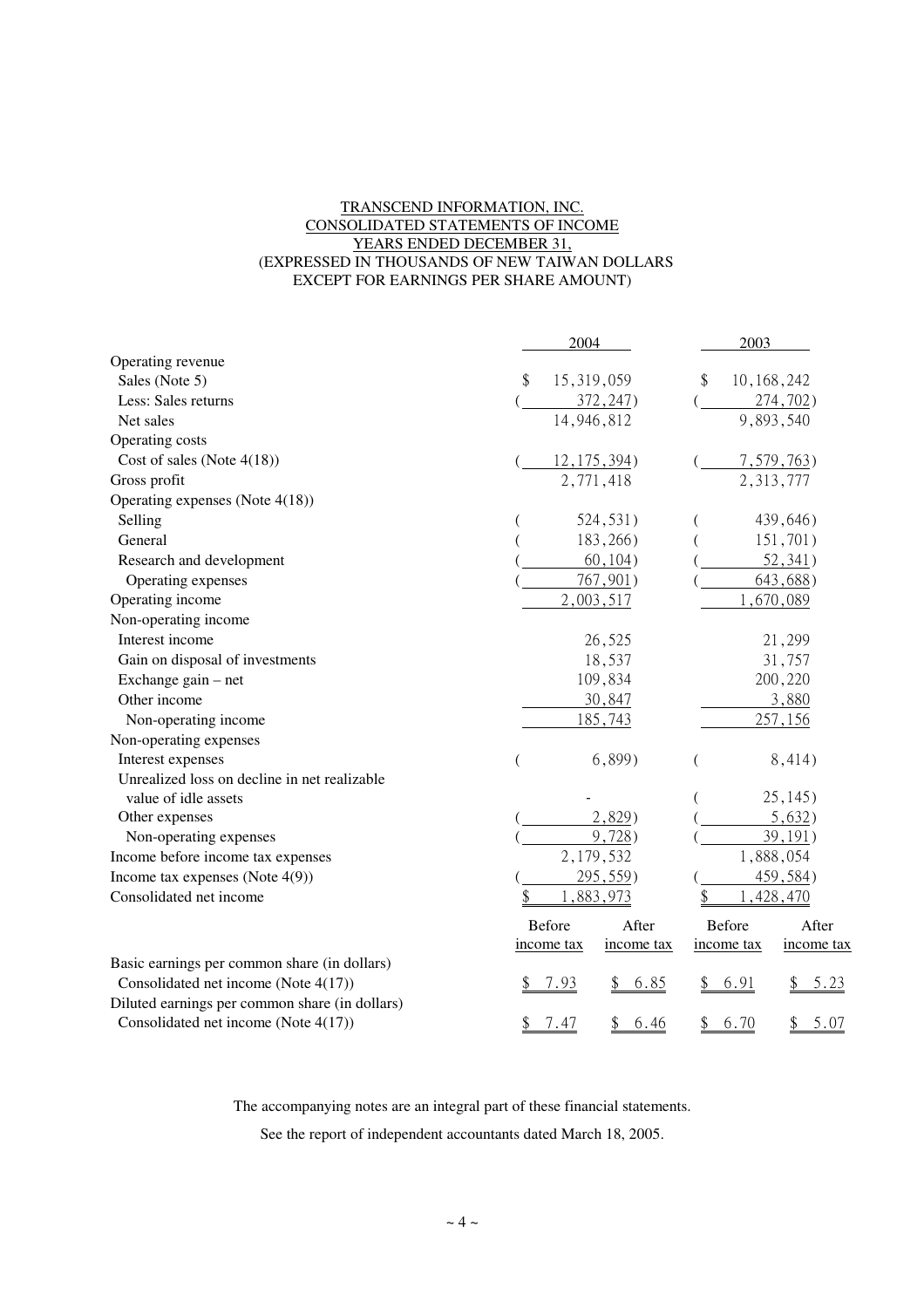TRANSCEND INFORMATION, INC.
CONSOLIDATED STATEMENTS OF INCOME
YEARS ENDED DECEMBER 31,
(EXPRESSED IN THOUSANDS OF NEW TAIWAN DOLLARS
EXCEPT FOR EARNINGS PER SHARE AMOUNT)

| | 2004 | | 2003 | |
|---|---|---|---|---|
| Operating revenue | | | | |
| Sales (Note 5) | $ 15,319,059 | | $ 10,168,242 | |
| Less: Sales returns | ( 372,247) | | ( 274,702) | |
| Net sales | 14,946,812 | | 9,893,540 | |
| Operating costs | | | | |
| Cost of sales (Note 4(18)) | ( 12,175,394) | | ( 7,579,763) | |
| Gross profit | 2,771,418 | | 2,313,777 | |
| Operating expenses (Note 4(18)) | | | | |
| Selling | ( 524,531) | | ( 439,646) | |
| General | ( 183,266) | | ( 151,701) | |
| Research and development | ( 60,104) | | ( 52,341) | |
| Operating expenses | ( 767,901) | | ( 643,688) | |
| Operating income | 2,003,517 | | 1,670,089 | |
| Non-operating income | | | | |
| Interest income | 26,525 | | 21,299 | |
| Gain on disposal of investments | 18,537 | | 31,757 | |
| Exchange gain – net | 109,834 | | 200,220 | |
| Other income | 30,847 | | 3,880 | |
| Non-operating income | 185,743 | | 257,156 | |
| Non-operating expenses | | | | |
| Interest expenses | ( 6,899) | | ( 8,414) | |
| Unrealized loss on decline in net realizable value of idle assets | - | | ( 25,145) | |
| Other expenses | ( 2,829) | | ( 5,632) | |
| Non-operating expenses | ( 9,728) | | ( 39,191) | |
| Income before income tax expenses | 2,179,532 | | 1,888,054 | |
| Income tax expenses (Note 4(9)) | ( 295,559) | | ( 459,584) | |
| Consolidated net income | $ 1,883,973 | | $ 1,428,470 | |
| | Before income tax | After income tax | Before income tax | After income tax |
| Basic earnings per common share (in dollars) | | | | |
| Consolidated net income (Note 4(17)) | $ 7.93 | $ 6.85 | $ 6.91 | $ 5.23 |
| Diluted earnings per common share (in dollars) | | | | |
| Consolidated net income (Note 4(17)) | $ 7.47 | $ 6.46 | $ 6.70 | $ 5.07 |

The accompanying notes are an integral part of these financial statements.

See the report of independent accountants dated March 18, 2005.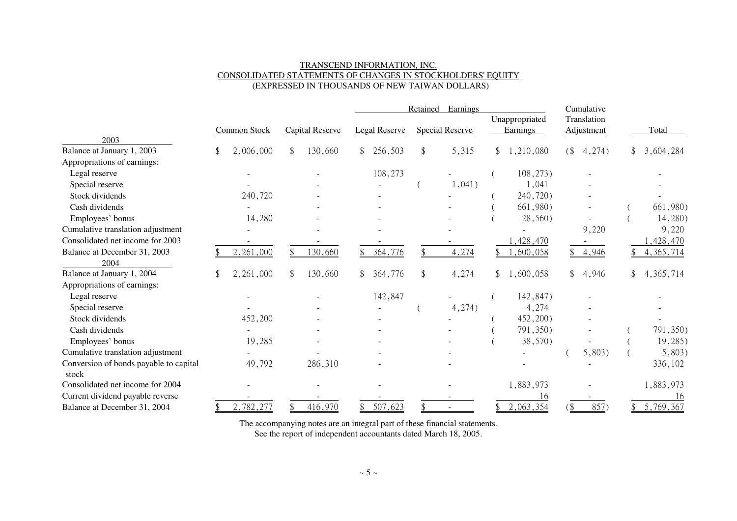TRANSCEND INFORMATION, INC.
CONSOLIDATED STATEMENTS OF CHANGES IN STOCKHOLDERS' EQUITY
(EXPRESSED IN THOUSANDS OF NEW TAIWAN DOLLARS)

| | | | Retained Earnings | | | Cumulative | |
|---|---|---|---|---|---|---|---|
| | Common Stock | Capital Reserve | Legal Reserve | Special Reserve | Unappropriated Earnings | Translation Adjustment | Total |
| **2003** | | | | | | | |
| Balance at January 1, 2003 | $ 2,006,000 | $ 130,660 | $ 256,503 | $ 5,315 | $ 1,210,080 | ($ 4,274) | $ 3,604,284 |
| Appropriations of earnings: | | | | | | | |
| Legal reserve | - | - | 108,273 | - | ( 108,273) | - | - |
| Special reserve | - | - | - | ( 1,041) | 1,041 | - | - |
| Stock dividends | 240,720 | - | - | - | ( 240,720) | - | - |
| Cash dividends | - | - | - | - | ( 661,980) | - | ( 661,980) |
| Employees' bonus | 14,280 | - | - | - | ( 28,560) | - | ( 14,280) |
| Cumulative translation adjustment | - | - | - | - | - | 9,220 | 9,220 |
| Consolidated net income for 2003 | - | - | - | - | 1,428,470 | - | 1,428,470 |
| Balance at December 31, 2003 | $ 2,261,000 | $ 130,660 | $ 364,776 | $ 4,274 | $ 1,600,058 | $ 4,946 | $ 4,365,714 |
| **2004** | | | | | | | |
| Balance at January 1, 2004 | $ 2,261,000 | $ 130,660 | $ 364,776 | $ 4,274 | $ 1,600,058 | $ 4,946 | $ 4,365,714 |
| Appropriations of earnings: | | | | | | | |
| Legal reserve | - | - | 142,847 | - | ( 142,847) | - | - |
| Special reserve | - | - | - | ( 4,274) | 4,274 | - | - |
| Stock dividends | 452,200 | - | - | - | ( 452,200) | - | - |
| Cash dividends | - | - | - | - | ( 791,350) | - | ( 791,350) |
| Employees' bonus | 19,285 | - | - | - | ( 38,570) | - | ( 19,285) |
| Cumulative translation adjustment | - | - | - | - | - | ( 5,803) | ( 5,803) |
| Conversion of bonds payable to capital stock | 49,792 | 286,310 | - | - | - | - | 336,102 |
| Consolidated net income for 2004 | - | - | - | - | 1,883,973 | - | 1,883,973 |
| Current dividend payable reverse | - | - | - | - | 16 | - | 16 |
| Balance at December 31, 2004 | $ 2,782,277 | $ 416,970 | $ 507,623 | $ - | $ 2,063,354 | ($ 857) | $ 5,769,367 |

The accompanying notes are an integral part of these financial statements.
See the report of independent accountants dated March 18, 2005.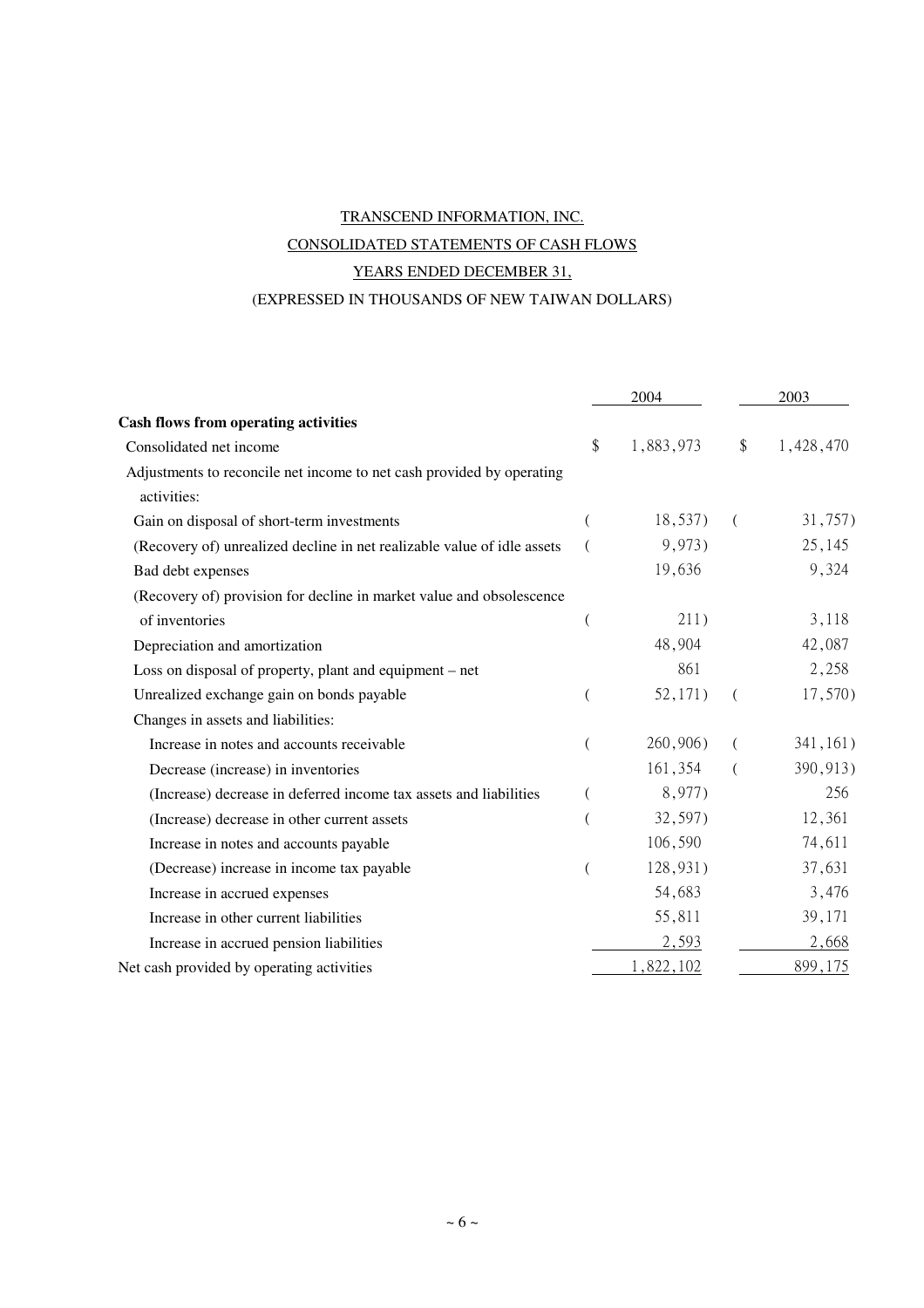TRANSCEND INFORMATION, INC.

CONSOLIDATED STATEMENTS OF CASH FLOWS

YEARS ENDED DECEMBER 31,

(EXPRESSED IN THOUSANDS OF NEW TAIWAN DOLLARS)

| | 2004 | 2003 |
|---|---|---|
| **Cash flows from operating activities** | | |
| Consolidated net income | $ 1,883,973 | $ 1,428,470 |
| Adjustments to reconcile net income to net cash provided by operating activities: | | |
| Gain on disposal of short-term investments | ( 18,537) | ( 31,757) |
| (Recovery of) unrealized decline in net realizable value of idle assets | ( 9,973) | 25,145 |
| Bad debt expenses | 19,636 | 9,324 |
| (Recovery of) provision for decline in market value and obsolescence of inventories | ( 211) | 3,118 |
| Depreciation and amortization | 48,904 | 42,087 |
| Loss on disposal of property, plant and equipment – net | 861 | 2,258 |
| Unrealized exchange gain on bonds payable | ( 52,171) | ( 17,570) |
| Changes in assets and liabilities: | | |
| Increase in notes and accounts receivable | ( 260,906) | ( 341,161) |
| Decrease (increase) in inventories | 161,354 | ( 390,913) |
| (Increase) decrease in deferred income tax assets and liabilities | ( 8,977) | 256 |
| (Increase) decrease in other current assets | ( 32,597) | 12,361 |
| Increase in notes and accounts payable | 106,590 | 74,611 |
| (Decrease) increase in income tax payable | ( 128,931) | 37,631 |
| Increase in accrued expenses | 54,683 | 3,476 |
| Increase in other current liabilities | 55,811 | 39,171 |
| Increase in accrued pension liabilities | 2,593 | 2,668 |
| Net cash provided by operating activities | 1,822,102 | 899,175 |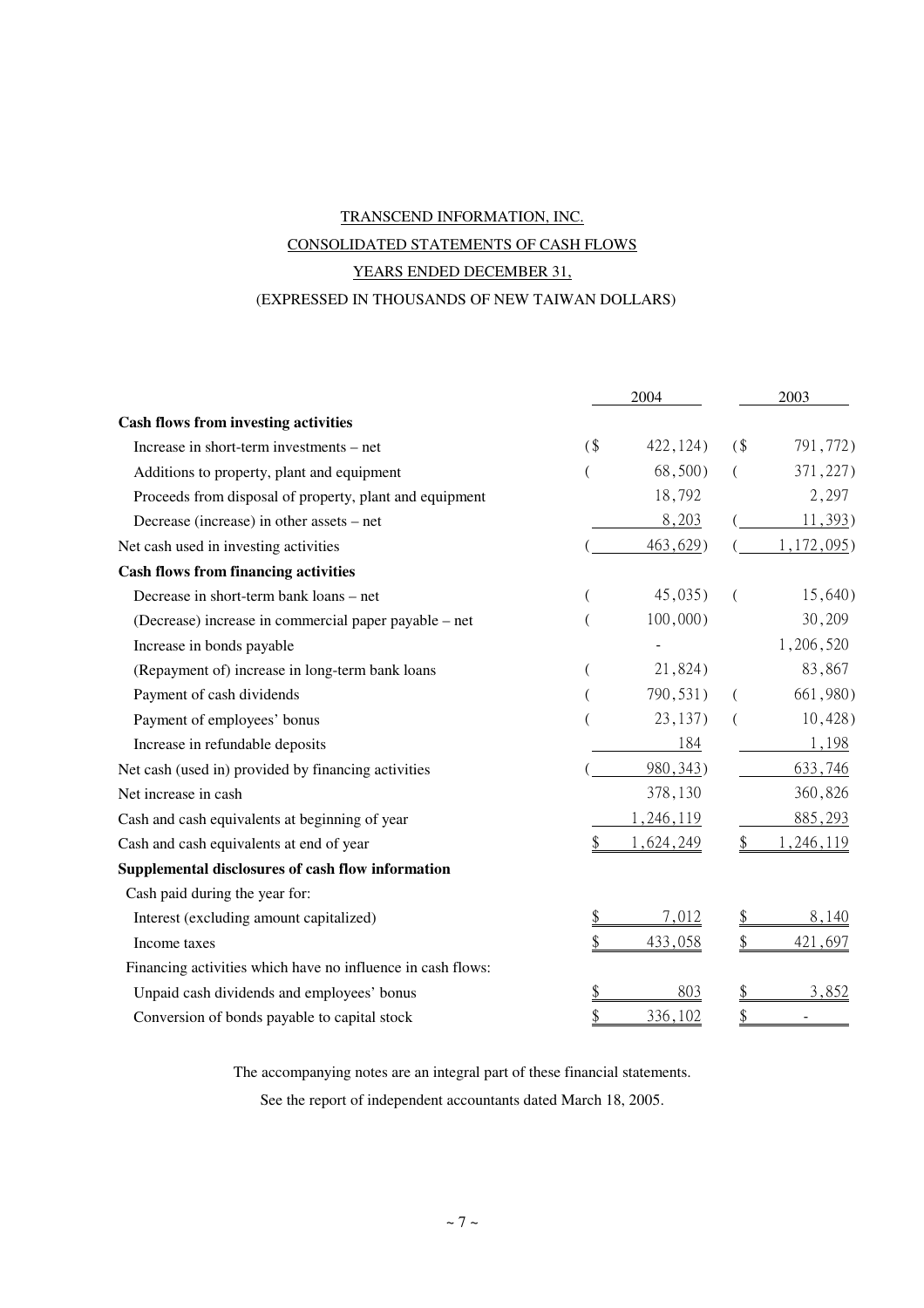TRANSCEND INFORMATION, INC.

CONSOLIDATED STATEMENTS OF CASH FLOWS

YEARS ENDED DECEMBER 31,

(EXPRESSED IN THOUSANDS OF NEW TAIWAN DOLLARS)

| | 2004 | 2003 |
|---|---|---|
| **Cash flows from investing activities** | | |
| Increase in short-term investments – net | ($ 422,124) | ($ 791,772) |
| Additions to property, plant and equipment | ( 68,500) | ( 371,227) |
| Proceeds from disposal of property, plant and equipment | 18,792 | 2,297 |
| Decrease (increase) in other assets – net | 8,203 | ( 11,393) |
| Net cash used in investing activities | ( 463,629) | ( 1,172,095) |
| **Cash flows from financing activities** | | |
| Decrease in short-term bank loans – net | ( 45,035) | ( 15,640) |
| (Decrease) increase in commercial paper payable – net | ( 100,000) | 30,209 |
| Increase in bonds payable | - | 1,206,520 |
| (Repayment of) increase in long-term bank loans | ( 21,824) | 83,867 |
| Payment of cash dividends | ( 790,531) | ( 661,980) |
| Payment of employees' bonus | ( 23,137) | ( 10,428) |
| Increase in refundable deposits | 184 | 1,198 |
| Net cash (used in) provided by financing activities | ( 980,343) | 633,746 |
| Net increase in cash | 378,130 | 360,826 |
| Cash and cash equivalents at beginning of year | 1,246,119 | 885,293 |
| Cash and cash equivalents at end of year | $ 1,624,249 | $ 1,246,119 |
| **Supplemental disclosures of cash flow information** | | |
| Cash paid during the year for: | | |
| Interest (excluding amount capitalized) | $ 7,012 | $ 8,140 |
| Income taxes | $ 433,058 | $ 421,697 |
| Financing activities which have no influence in cash flows: | | |
| Unpaid cash dividends and employees' bonus | $ 803 | $ 3,852 |
| Conversion of bonds payable to capital stock | $ 336,102 | $ - |

The accompanying notes are an integral part of these financial statements.

See the report of independent accountants dated March 18, 2005.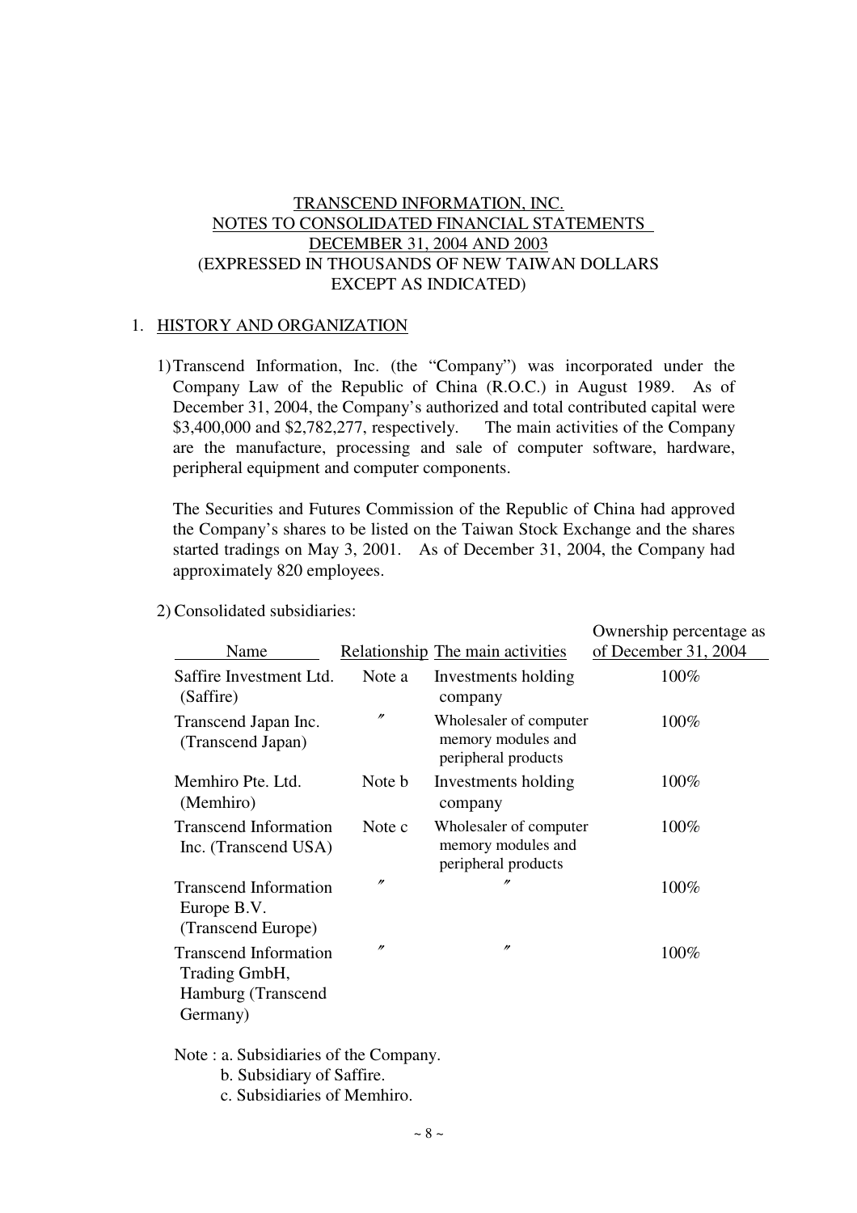# TRANSCEND INFORMATION, INC.
## NOTES TO CONSOLIDATED FINANCIAL STATEMENTS
## DECEMBER 31, 2004 AND 2003
## (EXPRESSED IN THOUSANDS OF NEW TAIWAN DOLLARS EXCEPT AS INDICATED)

### 1. HISTORY AND ORGANIZATION

1) Transcend Information, Inc. (the "Company") was incorporated under the Company Law of the Republic of China (R.O.C.) in August 1989. As of December 31, 2004, the Company's authorized and total contributed capital were $3,400,000 and $2,782,277, respectively. The main activities of the Company are the manufacture, processing and sale of computer software, hardware, peripheral equipment and computer components.

The Securities and Futures Commission of the Republic of China had approved the Company's shares to be listed on the Taiwan Stock Exchange and the shares started tradings on May 3, 2001. As of December 31, 2004, the Company had approximately 820 employees.

2) Consolidated subsidiaries:

| Name | Relationship | The main activities | Ownership percentage as of December 31, 2004 |
|---|---|---|---|
| Saffire Investment Ltd. (Saffire) | Note a | Investments holding company | 100% |
| Transcend Japan Inc. (Transcend Japan) | 〃 | Wholesaler of computer memory modules and peripheral products | 100% |
| Memhiro Pte. Ltd. (Memhiro) | Note b | Investments holding company | 100% |
| Transcend Information Inc. (Transcend USA) | Note c | Wholesaler of computer memory modules and peripheral products | 100% |
| Transcend Information Europe B.V. (Transcend Europe) | 〃 | 〃 | 100% |
| Transcend Information Trading GmbH, Hamburg (Transcend Germany) | 〃 | 〃 | 100% |

Note : a. Subsidiaries of the Company.
b. Subsidiary of Saffire.
c. Subsidiaries of Memhiro.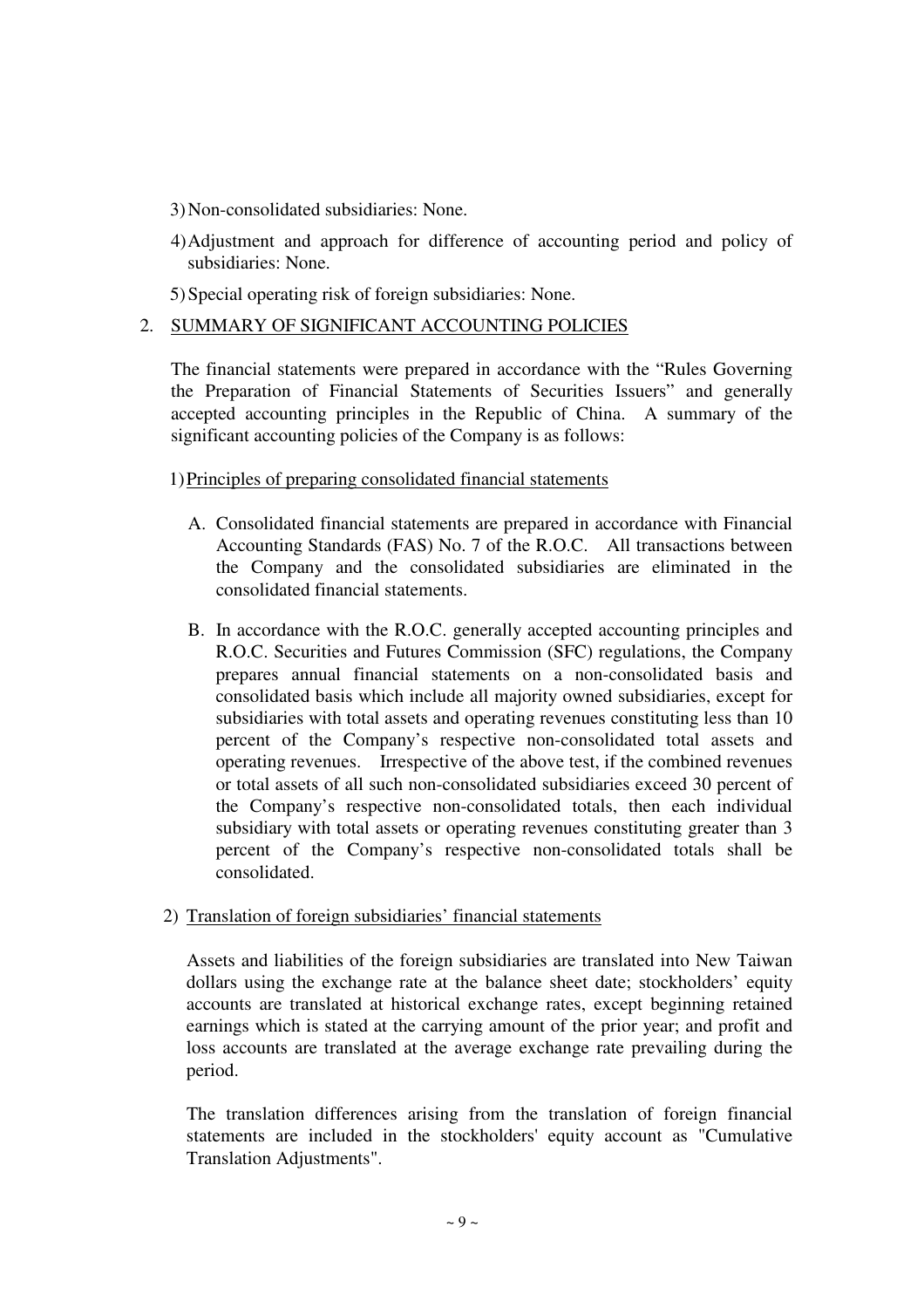3) Non-consolidated subsidiaries: None.

4) Adjustment and approach for difference of accounting period and policy of subsidiaries: None.

5) Special operating risk of foreign subsidiaries: None.

## 2. SUMMARY OF SIGNIFICANT ACCOUNTING POLICIES

The financial statements were prepared in accordance with the "Rules Governing the Preparation of Financial Statements of Securities Issuers" and generally accepted accounting principles in the Republic of China. A summary of the significant accounting policies of the Company is as follows:

1) Principles of preparing consolidated financial statements

A. Consolidated financial statements are prepared in accordance with Financial Accounting Standards (FAS) No. 7 of the R.O.C. All transactions between the Company and the consolidated subsidiaries are eliminated in the consolidated financial statements.

B. In accordance with the R.O.C. generally accepted accounting principles and R.O.C. Securities and Futures Commission (SFC) regulations, the Company prepares annual financial statements on a non-consolidated basis and consolidated basis which include all majority owned subsidiaries, except for subsidiaries with total assets and operating revenues constituting less than 10 percent of the Company's respective non-consolidated total assets and operating revenues. Irrespective of the above test, if the combined revenues or total assets of all such non-consolidated subsidiaries exceed 30 percent of the Company's respective non-consolidated totals, then each individual subsidiary with total assets or operating revenues constituting greater than 3 percent of the Company's respective non-consolidated totals shall be consolidated.

2) Translation of foreign subsidiaries' financial statements

Assets and liabilities of the foreign subsidiaries are translated into New Taiwan dollars using the exchange rate at the balance sheet date; stockholders' equity accounts are translated at historical exchange rates, except beginning retained earnings which is stated at the carrying amount of the prior year; and profit and loss accounts are translated at the average exchange rate prevailing during the period.

The translation differences arising from the translation of foreign financial statements are included in the stockholders' equity account as "Cumulative Translation Adjustments".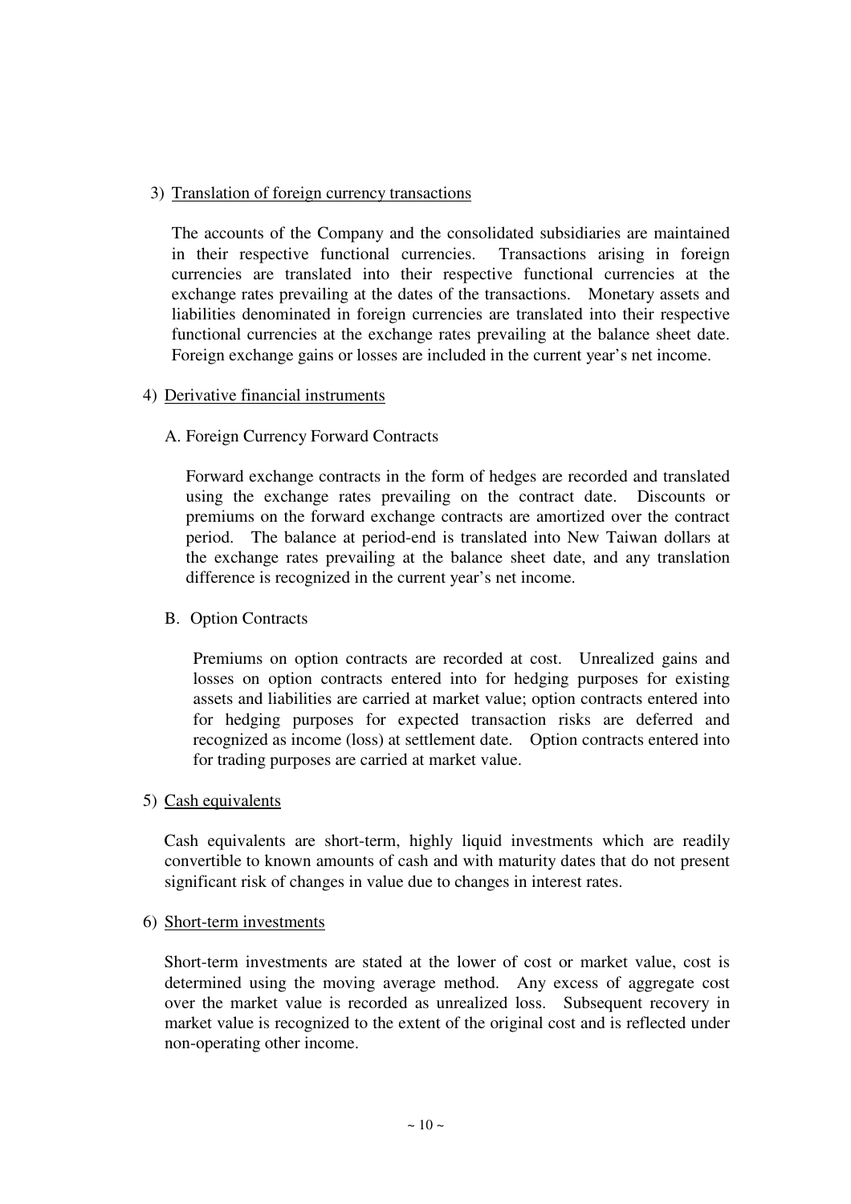3) Translation of foreign currency transactions

The accounts of the Company and the consolidated subsidiaries are maintained in their respective functional currencies. Transactions arising in foreign currencies are translated into their respective functional currencies at the exchange rates prevailing at the dates of the transactions. Monetary assets and liabilities denominated in foreign currencies are translated into their respective functional currencies at the exchange rates prevailing at the balance sheet date. Foreign exchange gains or losses are included in the current year's net income.

4) Derivative financial instruments

A. Foreign Currency Forward Contracts

Forward exchange contracts in the form of hedges are recorded and translated using the exchange rates prevailing on the contract date. Discounts or premiums on the forward exchange contracts are amortized over the contract period. The balance at period-end is translated into New Taiwan dollars at the exchange rates prevailing at the balance sheet date, and any translation difference is recognized in the current year's net income.

B. Option Contracts

Premiums on option contracts are recorded at cost. Unrealized gains and losses on option contracts entered into for hedging purposes for existing assets and liabilities are carried at market value; option contracts entered into for hedging purposes for expected transaction risks are deferred and recognized as income (loss) at settlement date. Option contracts entered into for trading purposes are carried at market value.

5) Cash equivalents

Cash equivalents are short-term, highly liquid investments which are readily convertible to known amounts of cash and with maturity dates that do not present significant risk of changes in value due to changes in interest rates.

6) Short-term investments

Short-term investments are stated at the lower of cost or market value, cost is determined using the moving average method. Any excess of aggregate cost over the market value is recorded as unrealized loss. Subsequent recovery in market value is recognized to the extent of the original cost and is reflected under non-operating other income.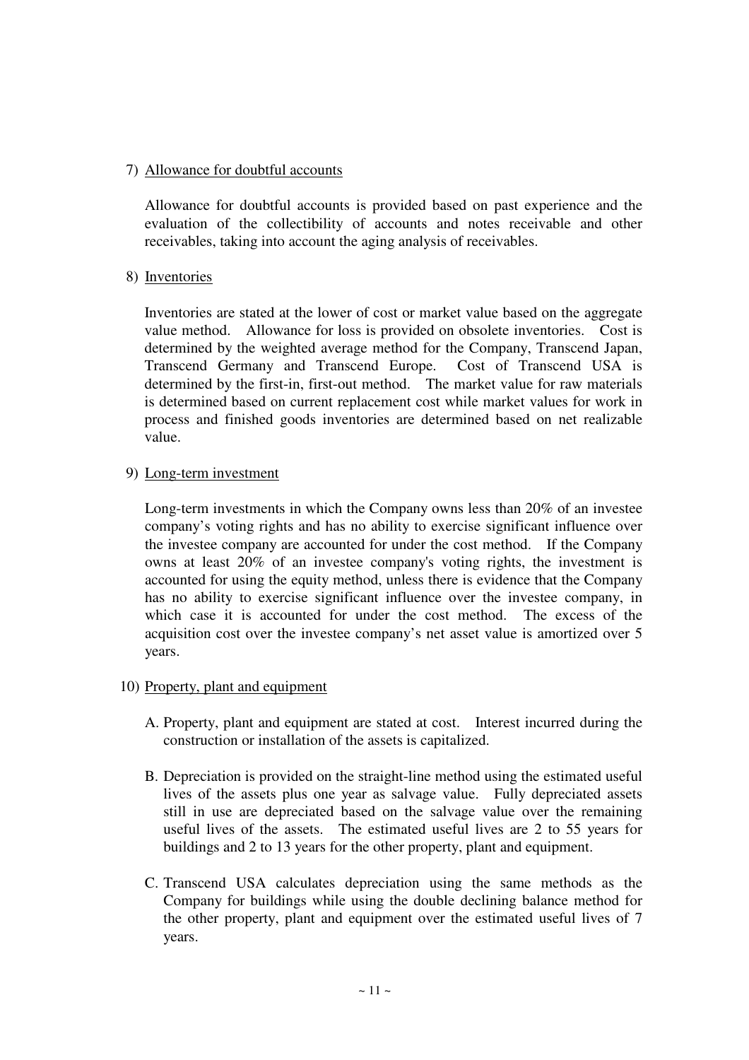7) Allowance for doubtful accounts

Allowance for doubtful accounts is provided based on past experience and the evaluation of the collectibility of accounts and notes receivable and other receivables, taking into account the aging analysis of receivables.

8) Inventories

Inventories are stated at the lower of cost or market value based on the aggregate value method. Allowance for loss is provided on obsolete inventories. Cost is determined by the weighted average method for the Company, Transcend Japan, Transcend Germany and Transcend Europe. Cost of Transcend USA is determined by the first-in, first-out method. The market value for raw materials is determined based on current replacement cost while market values for work in process and finished goods inventories are determined based on net realizable value.

9) Long-term investment

Long-term investments in which the Company owns less than 20% of an investee company's voting rights and has no ability to exercise significant influence over the investee company are accounted for under the cost method. If the Company owns at least 20% of an investee company's voting rights, the investment is accounted for using the equity method, unless there is evidence that the Company has no ability to exercise significant influence over the investee company, in which case it is accounted for under the cost method. The excess of the acquisition cost over the investee company's net asset value is amortized over 5 years.

10) Property, plant and equipment

A. Property, plant and equipment are stated at cost. Interest incurred during the construction or installation of the assets is capitalized.

B. Depreciation is provided on the straight-line method using the estimated useful lives of the assets plus one year as salvage value. Fully depreciated assets still in use are depreciated based on the salvage value over the remaining useful lives of the assets. The estimated useful lives are 2 to 55 years for buildings and 2 to 13 years for the other property, plant and equipment.

C. Transcend USA calculates depreciation using the same methods as the Company for buildings while using the double declining balance method for the other property, plant and equipment over the estimated useful lives of 7 years.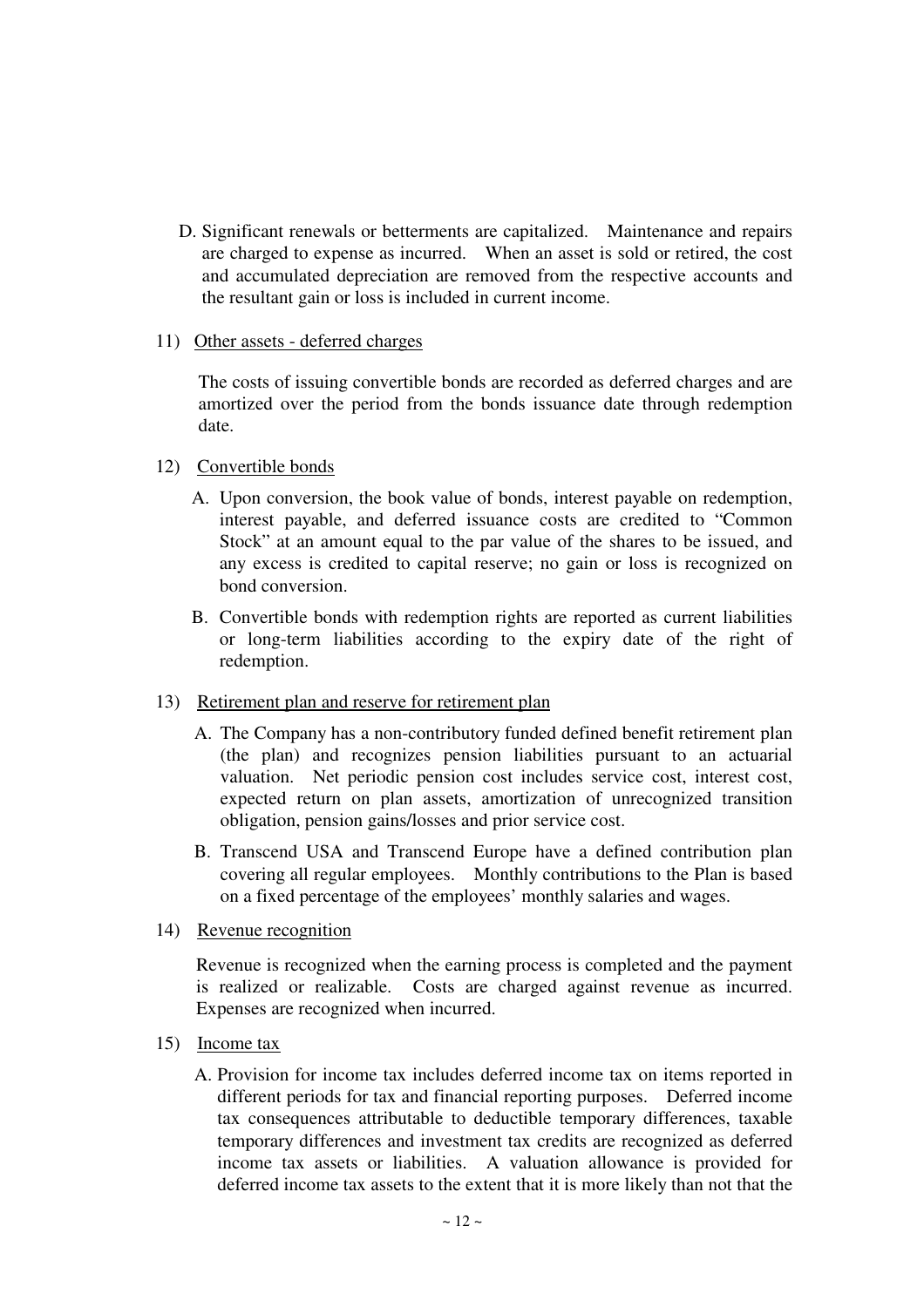D. Significant renewals or betterments are capitalized. Maintenance and repairs are charged to expense as incurred. When an asset is sold or retired, the cost and accumulated depreciation are removed from the respective accounts and the resultant gain or loss is included in current income.

11) Other assets - deferred charges

The costs of issuing convertible bonds are recorded as deferred charges and are amortized over the period from the bonds issuance date through redemption date.

12) Convertible bonds

A. Upon conversion, the book value of bonds, interest payable on redemption, interest payable, and deferred issuance costs are credited to "Common Stock" at an amount equal to the par value of the shares to be issued, and any excess is credited to capital reserve; no gain or loss is recognized on bond conversion.

B. Convertible bonds with redemption rights are reported as current liabilities or long-term liabilities according to the expiry date of the right of redemption.

13) Retirement plan and reserve for retirement plan

A. The Company has a non-contributory funded defined benefit retirement plan (the plan) and recognizes pension liabilities pursuant to an actuarial valuation. Net periodic pension cost includes service cost, interest cost, expected return on plan assets, amortization of unrecognized transition obligation, pension gains/losses and prior service cost.

B. Transcend USA and Transcend Europe have a defined contribution plan covering all regular employees. Monthly contributions to the Plan is based on a fixed percentage of the employees' monthly salaries and wages.

14) Revenue recognition

Revenue is recognized when the earning process is completed and the payment is realized or realizable. Costs are charged against revenue as incurred. Expenses are recognized when incurred.

15) Income tax

A. Provision for income tax includes deferred income tax on items reported in different periods for tax and financial reporting purposes. Deferred income tax consequences attributable to deductible temporary differences, taxable temporary differences and investment tax credits are recognized as deferred income tax assets or liabilities. A valuation allowance is provided for deferred income tax assets to the extent that it is more likely than not that the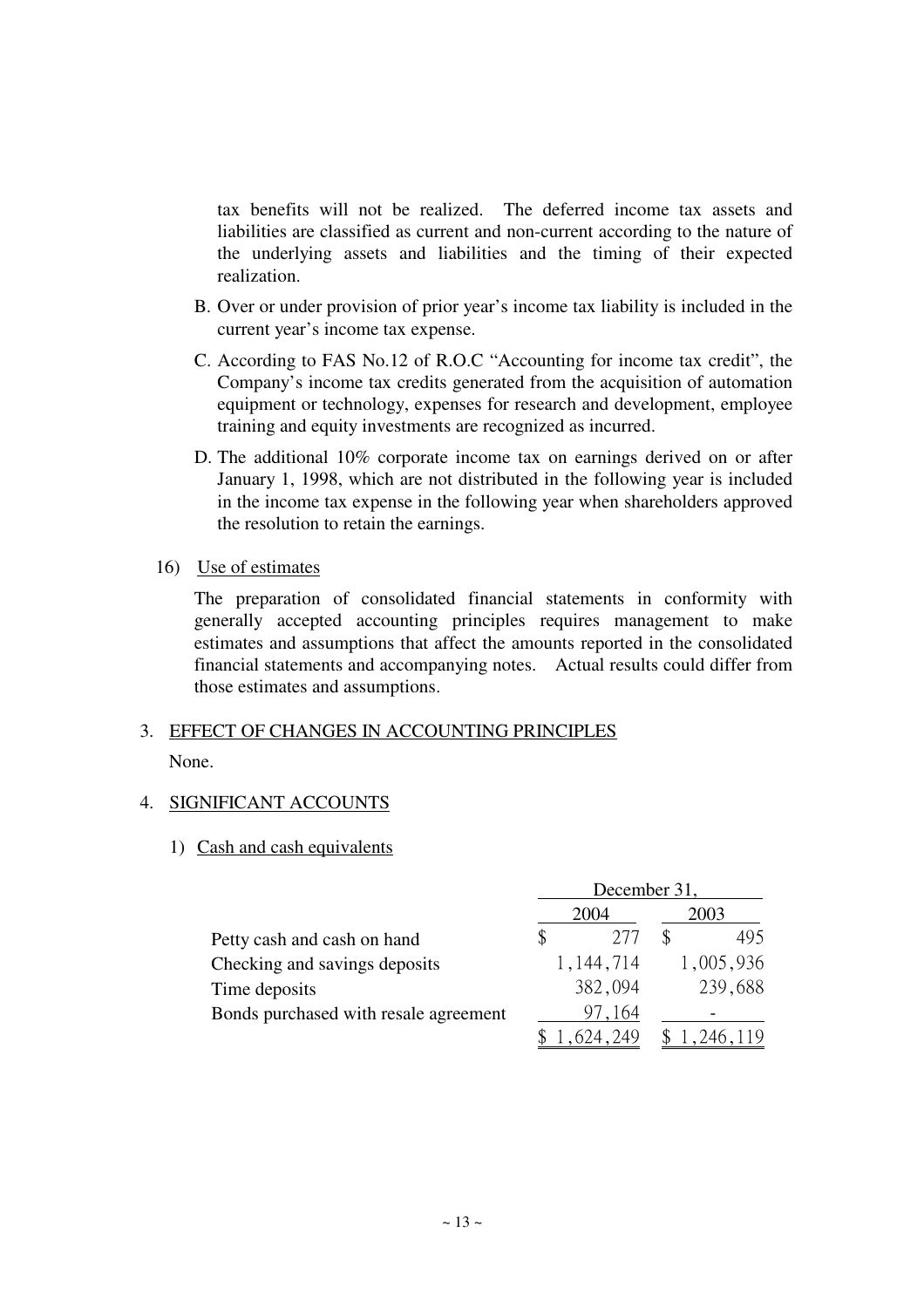tax benefits will not be realized. The deferred income tax assets and liabilities are classified as current and non-current according to the nature of the underlying assets and liabilities and the timing of their expected realization.

B. Over or under provision of prior year's income tax liability is included in the current year's income tax expense.

C. According to FAS No.12 of R.O.C "Accounting for income tax credit", the Company's income tax credits generated from the acquisition of automation equipment or technology, expenses for research and development, employee training and equity investments are recognized as incurred.

D. The additional 10% corporate income tax on earnings derived on or after January 1, 1998, which are not distributed in the following year is included in the income tax expense in the following year when shareholders approved the resolution to retain the earnings.

16) Use of estimates

The preparation of consolidated financial statements in conformity with generally accepted accounting principles requires management to make estimates and assumptions that affect the amounts reported in the consolidated financial statements and accompanying notes. Actual results could differ from those estimates and assumptions.

## 3. EFFECT OF CHANGES IN ACCOUNTING PRINCIPLES

None.

## 4. SIGNIFICANT ACCOUNTS

1) Cash and cash equivalents

| | December 31, | |
|---|---|---|
| | 2004 | 2003 |
| Petty cash and cash on hand | $ 277 | $ 495 |
| Checking and savings deposits | 1,144,714 | 1,005,936 |
| Time deposits | 382,094 | 239,688 |
| Bonds purchased with resale agreement | 97,164 | - |
| | $ 1,624,249 | $ 1,246,119 |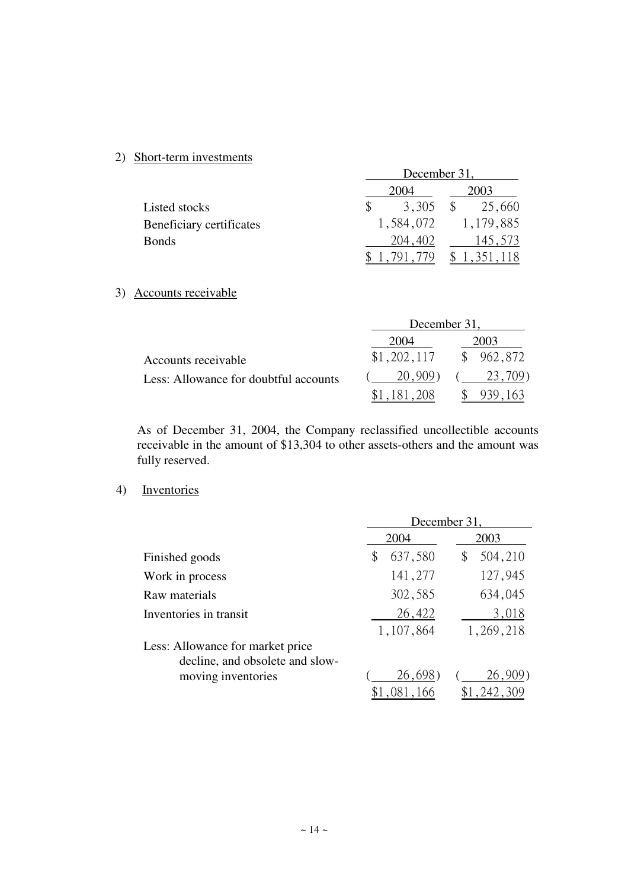2) Short-term investments

| | December 31, | |
|---|---|---|
| | 2004 | 2003 |
| Listed stocks | $ 3,305 | $ 25,660 |
| Beneficiary certificates | 1,584,072 | 1,179,885 |
| Bonds | 204,402 | 145,573 |
| | $ 1,791,779 | $ 1,351,118 |

3) Accounts receivable

| | December 31, | |
|---|---|---|
| | 2004 | 2003 |
| Accounts receivable | $1,202,117 | $ 962,872 |
| Less: Allowance for doubtful accounts | ( 20,909) | ( 23,709) |
| | $1,181,208 | $ 939,163 |

As of December 31, 2004, the Company reclassified uncollectible accounts receivable in the amount of $13,304 to other assets-others and the amount was fully reserved.

4) Inventories

| | December 31, | |
|---|---|---|
| | 2004 | 2003 |
| Finished goods | $ 637,580 | $ 504,210 |
| Work in process | 141,277 | 127,945 |
| Raw materials | 302,585 | 634,045 |
| Inventories in transit | 26,422 | 3,018 |
| | 1,107,864 | 1,269,218 |
| Less: Allowance for market price decline, and obsolete and slow-moving inventories | ( 26,698) | ( 26,909) |
| | $1,081,166 | $1,242,309 |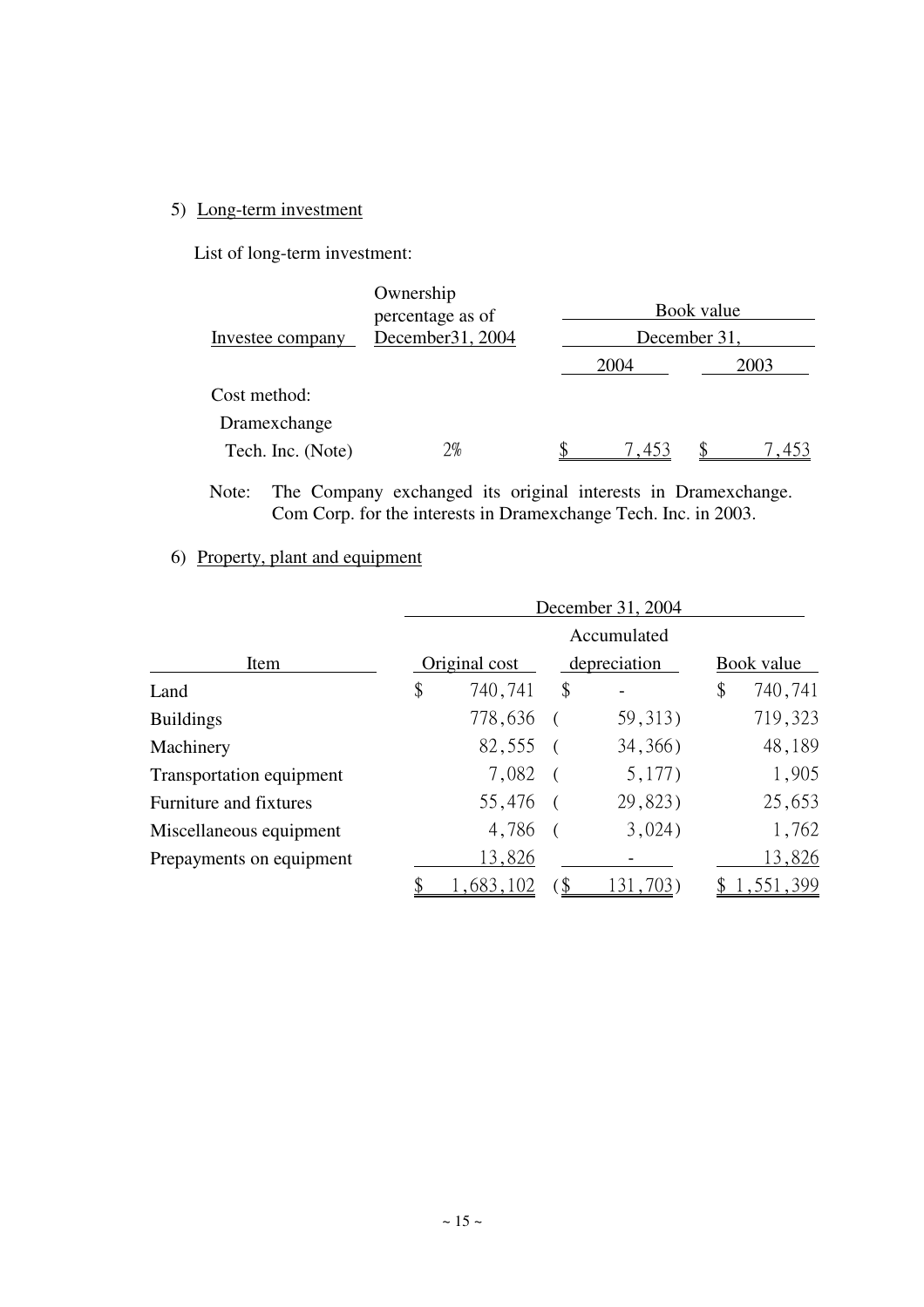5) Long-term investment

List of long-term investment:

| Investee company | Ownership percentage as of December31, 2004 | Book value December 31, 2004 | Book value December 31, 2003 |
|---|---|---|---|
| Cost method: | | | |
| Dramexchange Tech. Inc. (Note) | 2% | $ 7,453 | $ 7,453 |

Note: The Company exchanged its original interests in Dramexchange. Com Corp. for the interests in Dramexchange Tech. Inc. in 2003.

6) Property, plant and equipment

| Item | December 31, 2004 Original cost | Accumulated depreciation | Book value |
|---|---|---|---|
| Land | $ 740,741 | $ - | $ 740,741 |
| Buildings | 778,636 | ( 59,313) | 719,323 |
| Machinery | 82,555 | ( 34,366) | 48,189 |
| Transportation equipment | 7,082 | ( 5,177) | 1,905 |
| Furniture and fixtures | 55,476 | ( 29,823) | 25,653 |
| Miscellaneous equipment | 4,786 | ( 3,024) | 1,762 |
| Prepayments on equipment | 13,826 | - | 13,826 |
| | $ 1,683,102 | ($ 131,703) | $ 1,551,399 |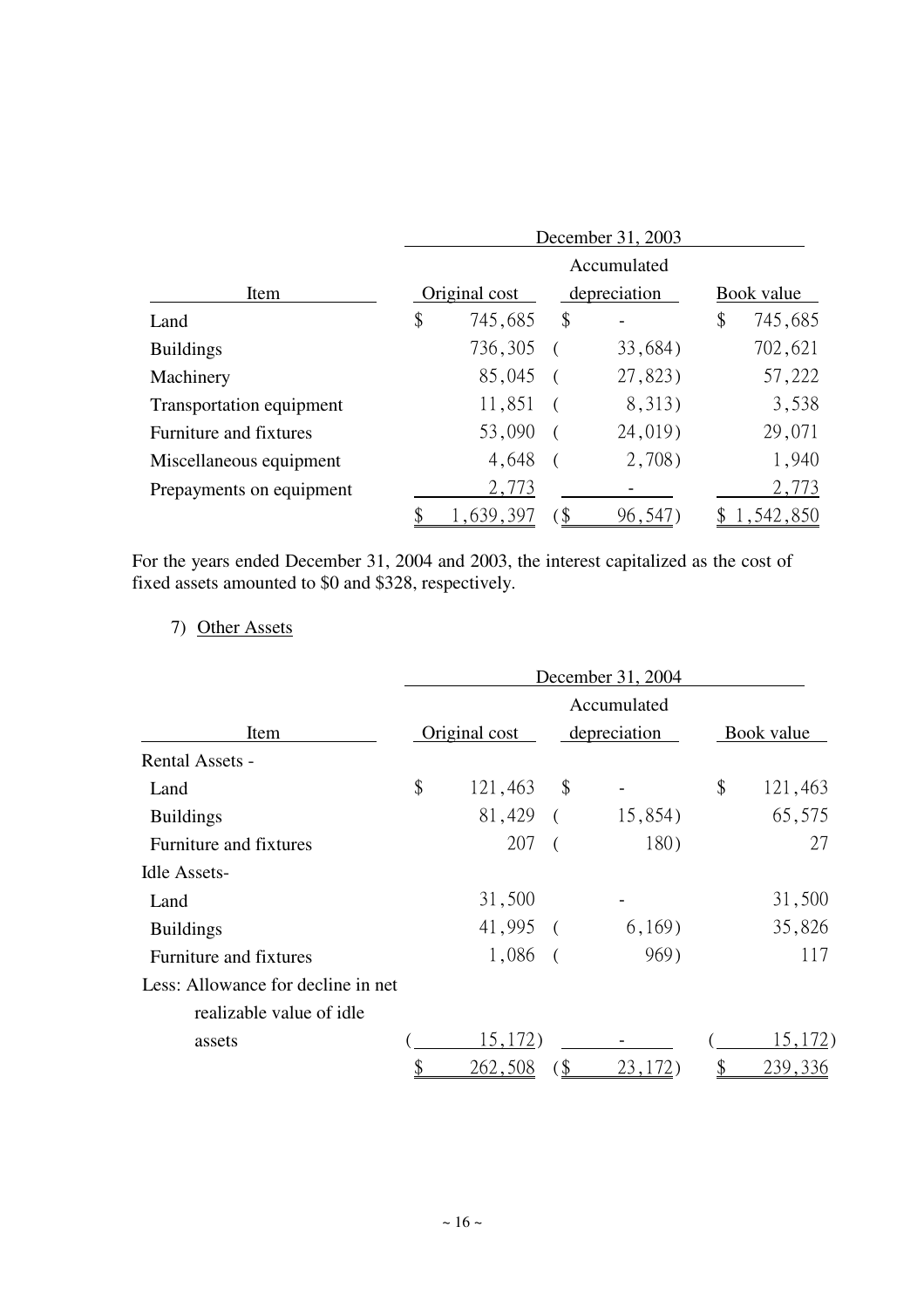| Item | December 31, 2003 | | |
|---|---|---|---|
| | Original cost | Accumulated depreciation | Book value |
| Land | $ 745,685 | $ - | $ 745,685 |
| Buildings | 736,305 | ( 33,684) | 702,621 |
| Machinery | 85,045 | ( 27,823) | 57,222 |
| Transportation equipment | 11,851 | ( 8,313) | 3,538 |
| Furniture and fixtures | 53,090 | ( 24,019) | 29,071 |
| Miscellaneous equipment | 4,648 | ( 2,708) | 1,940 |
| Prepayments on equipment | 2,773 | - | 2,773 |
| | $ 1,639,397 | ($ 96,547) | $ 1,542,850 |

For the years ended December 31, 2004 and 2003, the interest capitalized as the cost of fixed assets amounted to $0 and $328, respectively.

7) Other Assets

| Item | December 31, 2004 | | |
|---|---|---|---|
| | Original cost | Accumulated depreciation | Book value |
| Rental Assets - | | | |
| Land | $ 121,463 | $ - | $ 121,463 |
| Buildings | 81,429 | ( 15,854) | 65,575 |
| Furniture and fixtures | 207 | ( 180) | 27 |
| Idle Assets- | | | |
| Land | 31,500 | - | 31,500 |
| Buildings | 41,995 | ( 6,169) | 35,826 |
| Furniture and fixtures | 1,086 | ( 969) | 117 |
| Less: Allowance for decline in net realizable value of idle assets | ( 15,172) | - | ( 15,172) |
| | $ 262,508 | ($ 23,172) | $ 239,336 |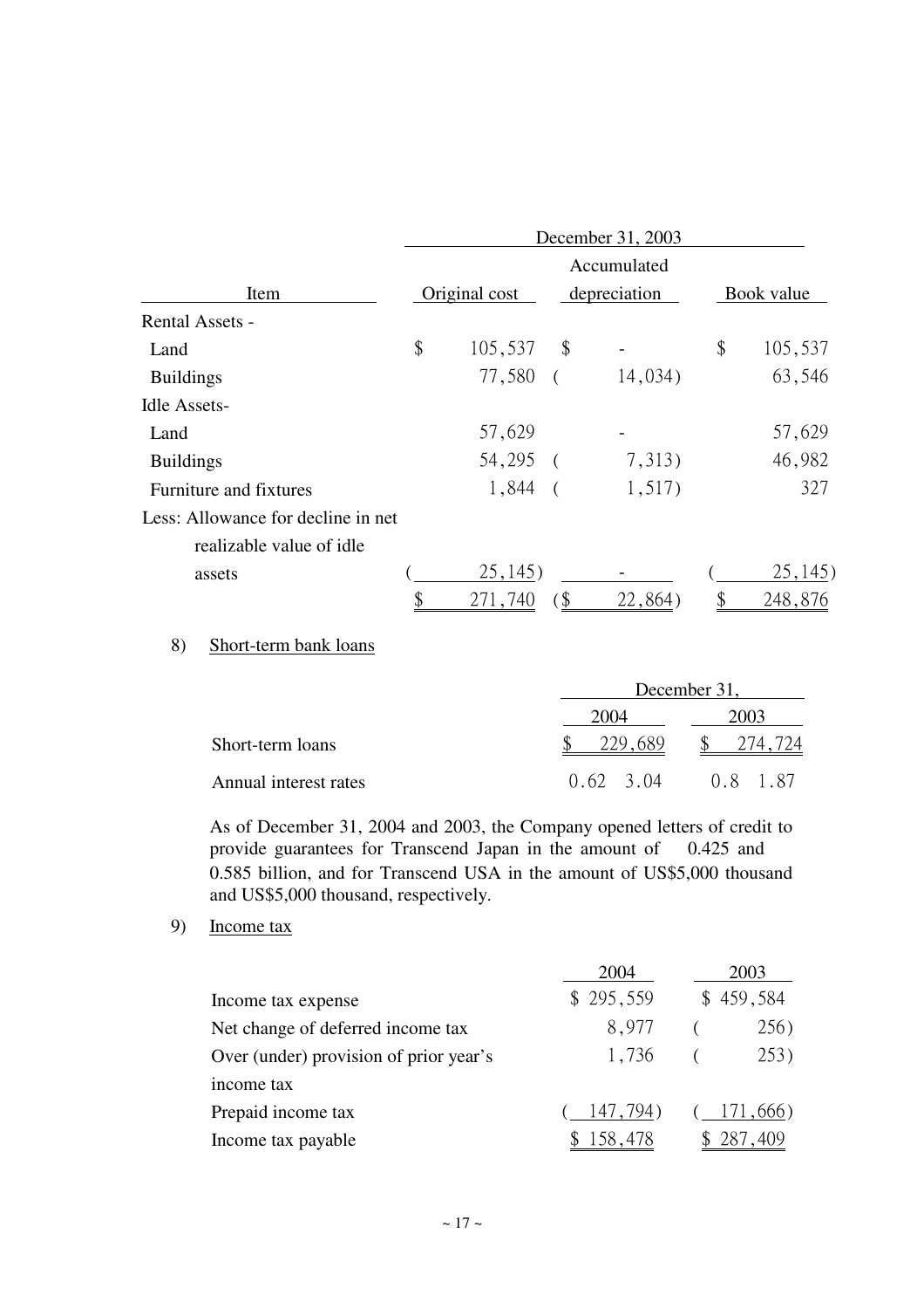| Item | December 31, 2003 | | |
|---|---|---|---|
| | Original cost | Accumulated depreciation | Book value |
| Rental Assets - | | | |
| Land | $ 105,537 | $ - | $ 105,537 |
| Buildings | 77,580 | ( 14,034) | 63,546 |
| Idle Assets- | | | |
| Land | 57,629 | - | 57,629 |
| Buildings | 54,295 | ( 7,313) | 46,982 |
| Furniture and fixtures | 1,844 | ( 1,517) | 327 |
| Less: Allowance for decline in net realizable value of idle assets | ( 25,145) | - | ( 25,145) |
| | $ 271,740 | ($ 22,864) | $ 248,876 |

8) Short-term bank loans

| | December 31, | |
|---|---|---|
| | 2004 | 2003 |
| Short-term loans | $ 229,689 | $ 274,724 |
| Annual interest rates | 0.62 3.04 | 0.8 1.87 |

As of December 31, 2004 and 2003, the Company opened letters of credit to provide guarantees for Transcend Japan in the amount of 0.425 and 0.585 billion, and for Transcend USA in the amount of US$5,000 thousand and US$5,000 thousand, respectively.

9) Income tax

| | 2004 | 2003 |
|---|---|---|
| Income tax expense | $ 295,559 | $ 459,584 |
| Net change of deferred income tax | 8,977 | ( 256) |
| Over (under) provision of prior year's income tax | 1,736 | ( 253) |
| Prepaid income tax | ( 147,794) | ( 171,666) |
| Income tax payable | $ 158,478 | $ 287,409 |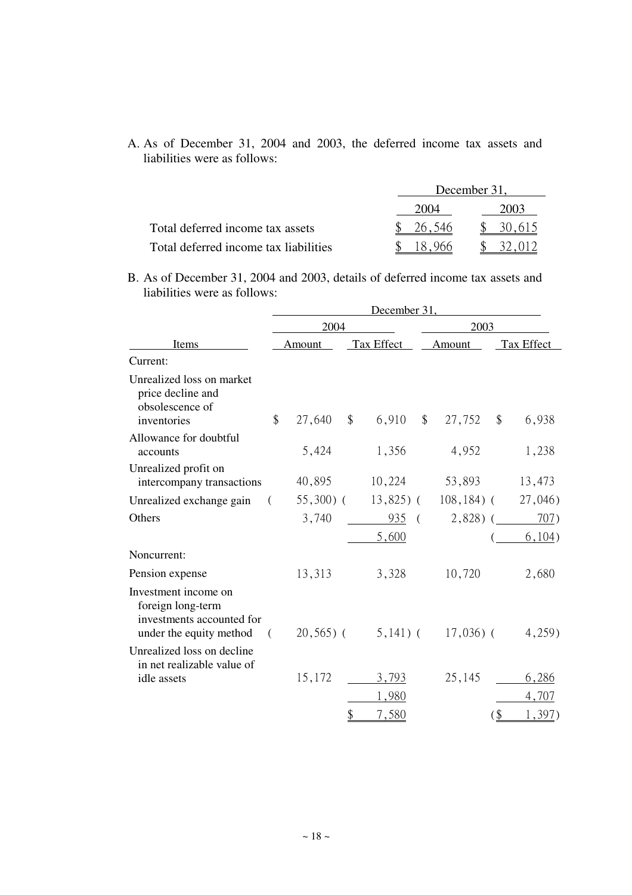A. As of December 31, 2004 and 2003, the deferred income tax assets and liabilities were as follows:

| | December 31, | |
|---|---|---|
| | 2004 | 2003 |
| Total deferred income tax assets | $ 26,546 | $ 30,615 |
| Total deferred income tax liabilities | $ 18,966 | $ 32,012 |

B. As of December 31, 2004 and 2003, details of deferred income tax assets and liabilities were as follows:

| | December 31, | | | |
|---|---|---|---|---|
| | 2004 | | 2003 | |
| Items | Amount | Tax Effect | Amount | Tax Effect |
| Current: | | | | |
| Unrealized loss on market price decline and obsolescence of inventories | $ 27,640 | $ 6,910 | $ 27,752 | $ 6,938 |
| Allowance for doubtful accounts | 5,424 | 1,356 | 4,952 | 1,238 |
| Unrealized profit on intercompany transactions | 40,895 | 10,224 | 53,893 | 13,473 |
| Unrealized exchange gain | ( 55,300) | ( 13,825) | ( 108,184) | ( 27,046) |
| Others | 3,740 | 935 | ( 2,828) | ( 707) |
| | | 5,600 | | ( 6,104) |
| Noncurrent: | | | | |
| Pension expense | 13,313 | 3,328 | 10,720 | 2,680 |
| Investment income on foreign long-term investments accounted for under the equity method | ( 20,565) | ( 5,141) | ( 17,036) | ( 4,259) |
| Unrealized loss on decline in net realizable value of idle assets | 15,172 | 3,793 | 25,145 | 6,286 |
| | | 1,980 | | 4,707 |
| | | $ 7,580 | | ($ 1,397) |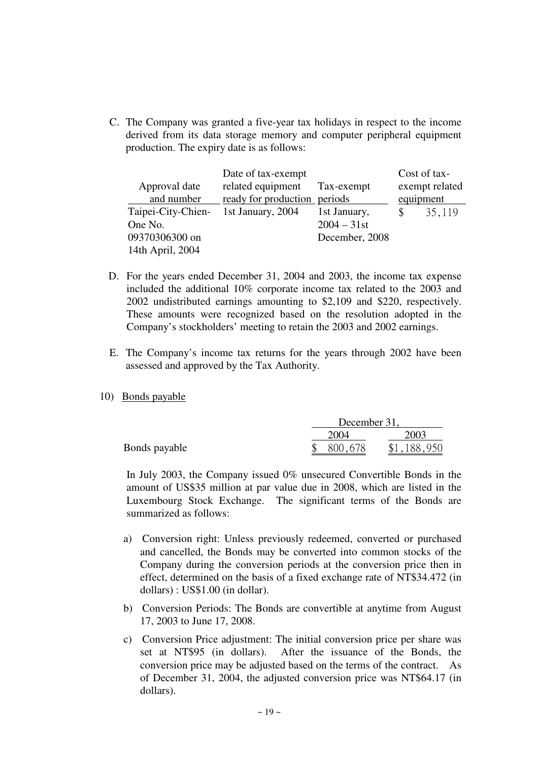C. The Company was granted a five-year tax holidays in respect to the income derived from its data storage memory and computer peripheral equipment production. The expiry date is as follows:

| Approval date and number | Date of tax-exempt related equipment ready for production | Tax-exempt periods | Cost of tax-exempt related equipment |
|---|---|---|---|
| Taipei-City-Chien-One No. 09370306300 on 14th April, 2004 | 1st January, 2004 | 1st January, 2004 – 31st December, 2008 | $ 35,119 |

D. For the years ended December 31, 2004 and 2003, the income tax expense included the additional 10% corporate income tax related to the 2003 and 2002 undistributed earnings amounting to $2,109 and $220, respectively. These amounts were recognized based on the resolution adopted in the Company's stockholders' meeting to retain the 2003 and 2002 earnings.

E. The Company's income tax returns for the years through 2002 have been assessed and approved by the Tax Authority.

10) Bonds payable

| | December 31, | |
|---|---|---|
| | 2004 | 2003 |
| Bonds payable | $ 800,678 | $1,188,950 |

In July 2003, the Company issued 0% unsecured Convertible Bonds in the amount of US$35 million at par value due in 2008, which are listed in the Luxembourg Stock Exchange. The significant terms of the Bonds are summarized as follows:

a) Conversion right: Unless previously redeemed, converted or purchased and cancelled, the Bonds may be converted into common stocks of the Company during the conversion periods at the conversion price then in effect, determined on the basis of a fixed exchange rate of NT$34.472 (in dollars) : US$1.00 (in dollar).

b) Conversion Periods: The Bonds are convertible at anytime from August 17, 2003 to June 17, 2008.

c) Conversion Price adjustment: The initial conversion price per share was set at NT$95 (in dollars). After the issuance of the Bonds, the conversion price may be adjusted based on the terms of the contract. As of December 31, 2004, the adjusted conversion price was NT$64.17 (in dollars).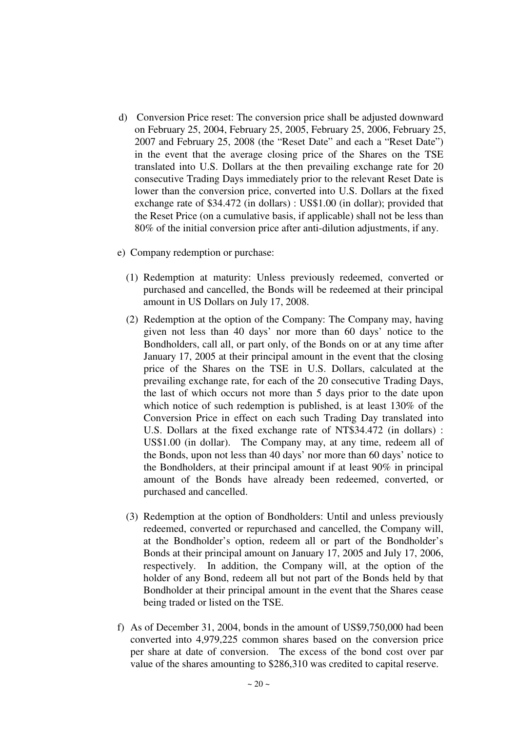d) Conversion Price reset: The conversion price shall be adjusted downward on February 25, 2004, February 25, 2005, February 25, 2006, February 25, 2007 and February 25, 2008 (the "Reset Date" and each a "Reset Date") in the event that the average closing price of the Shares on the TSE translated into U.S. Dollars at the then prevailing exchange rate for 20 consecutive Trading Days immediately prior to the relevant Reset Date is lower than the conversion price, converted into U.S. Dollars at the fixed exchange rate of $34.472 (in dollars) : US$1.00 (in dollar); provided that the Reset Price (on a cumulative basis, if applicable) shall not be less than 80% of the initial conversion price after anti-dilution adjustments, if any.

e) Company redemption or purchase:

(1) Redemption at maturity: Unless previously redeemed, converted or purchased and cancelled, the Bonds will be redeemed at their principal amount in US Dollars on July 17, 2008.

(2) Redemption at the option of the Company: The Company may, having given not less than 40 days' nor more than 60 days' notice to the Bondholders, call all, or part only, of the Bonds on or at any time after January 17, 2005 at their principal amount in the event that the closing price of the Shares on the TSE in U.S. Dollars, calculated at the prevailing exchange rate, for each of the 20 consecutive Trading Days, the last of which occurs not more than 5 days prior to the date upon which notice of such redemption is published, is at least 130% of the Conversion Price in effect on each such Trading Day translated into U.S. Dollars at the fixed exchange rate of NT$34.472 (in dollars) : US$1.00 (in dollar). The Company may, at any time, redeem all of the Bonds, upon not less than 40 days' nor more than 60 days' notice to the Bondholders, at their principal amount if at least 90% in principal amount of the Bonds have already been redeemed, converted, or purchased and cancelled.

(3) Redemption at the option of Bondholders: Until and unless previously redeemed, converted or repurchased and cancelled, the Company will, at the Bondholder's option, redeem all or part of the Bondholder's Bonds at their principal amount on January 17, 2005 and July 17, 2006, respectively. In addition, the Company will, at the option of the holder of any Bond, redeem all but not part of the Bonds held by that Bondholder at their principal amount in the event that the Shares cease being traded or listed on the TSE.

f) As of December 31, 2004, bonds in the amount of US$9,750,000 had been converted into 4,979,225 common shares based on the conversion price per share at date of conversion. The excess of the bond cost over par value of the shares amounting to $286,310 was credited to capital reserve.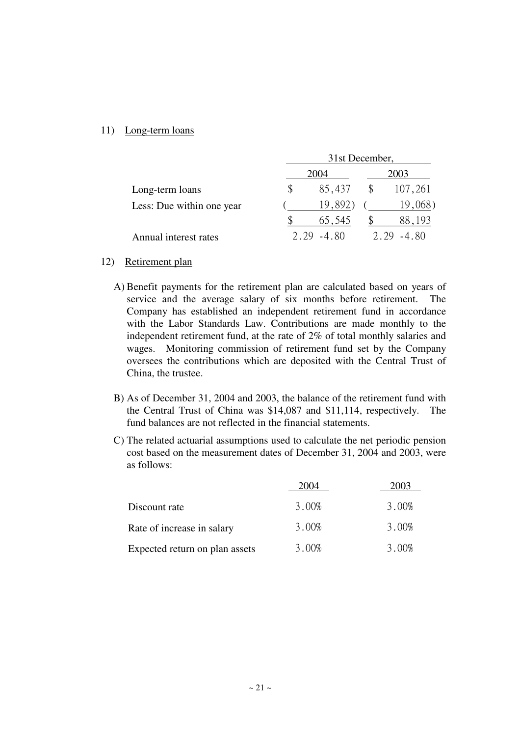11) Long-term loans

| | 31st December, | |
|---|---|---|
| | 2004 | 2003 |
| Long-term loans | $ 85,437 | $ 107,261 |
| Less: Due within one year | ( 19,892) | ( 19,068) |
| | $ 65,545 | $ 88,193 |
| Annual interest rates | 2.29 -4.80 | 2.29 -4.80 |

12) Retirement plan

A) Benefit payments for the retirement plan are calculated based on years of service and the average salary of six months before retirement. The Company has established an independent retirement fund in accordance with the Labor Standards Law. Contributions are made monthly to the independent retirement fund, at the rate of 2% of total monthly salaries and wages. Monitoring commission of retirement fund set by the Company oversees the contributions which are deposited with the Central Trust of China, the trustee.

B) As of December 31, 2004 and 2003, the balance of the retirement fund with the Central Trust of China was $14,087 and $11,114, respectively. The fund balances are not reflected in the financial statements.

C) The related actuarial assumptions used to calculate the net periodic pension cost based on the measurement dates of December 31, 2004 and 2003, were as follows:

| | 2004 | 2003 |
|---|---|---|
| Discount rate | 3.00% | 3.00% |
| Rate of increase in salary | 3.00% | 3.00% |
| Expected return on plan assets | 3.00% | 3.00% |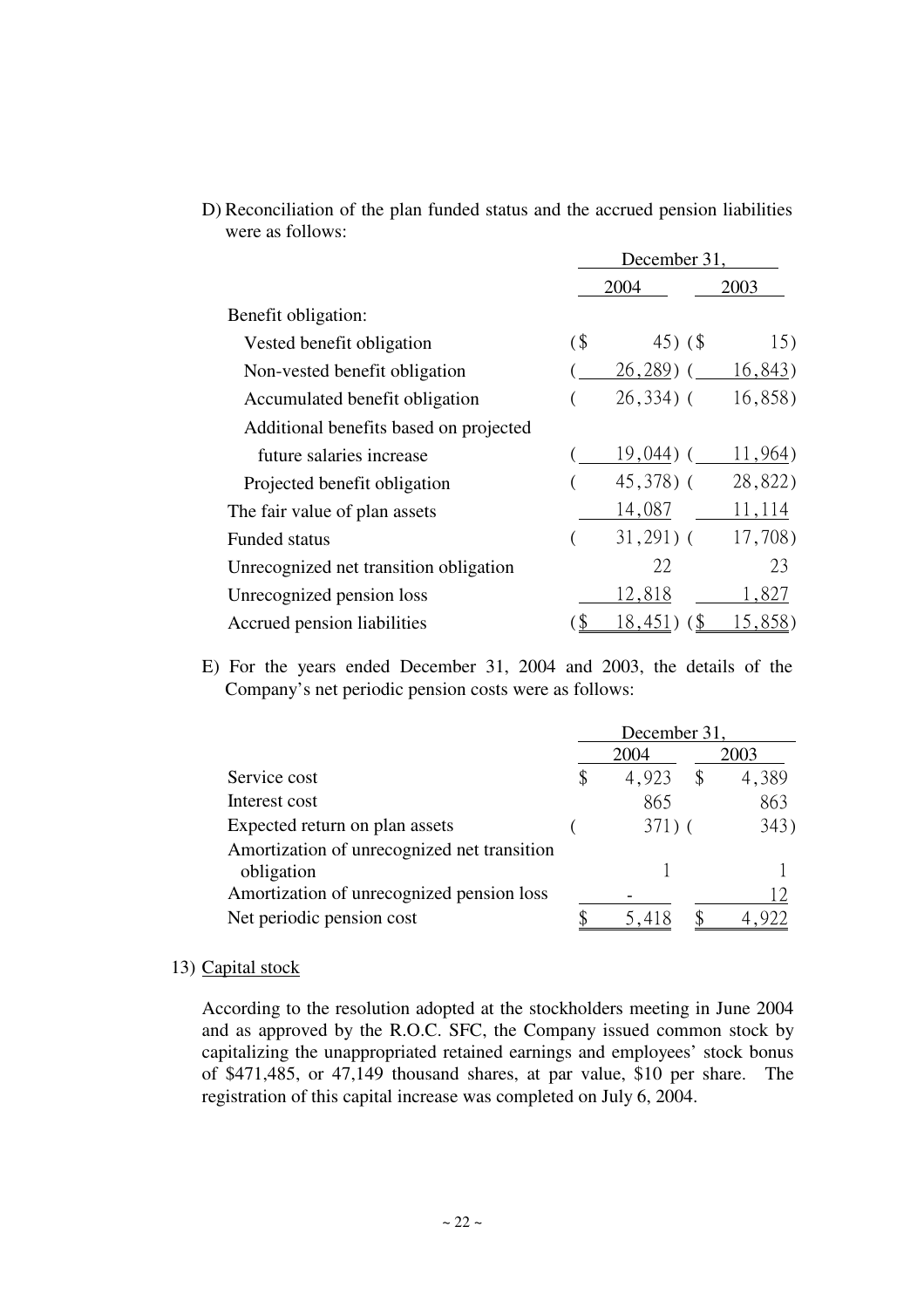D) Reconciliation of the plan funded status and the accrued pension liabilities were as follows:

| | December 31, | |
|---|---|---|
| | 2004 | 2003 |
| Benefit obligation: | | |
| Vested benefit obligation | ($ 45) | ($ 15) |
| Non-vested benefit obligation | ( 26,289) | ( 16,843) |
| Accumulated benefit obligation | ( 26,334) | ( 16,858) |
| Additional benefits based on projected future salaries increase | ( 19,044) | ( 11,964) |
| Projected benefit obligation | ( 45,378) | ( 28,822) |
| The fair value of plan assets | 14,087 | 11,114 |
| Funded status | ( 31,291) | ( 17,708) |
| Unrecognized net transition obligation | 22 | 23 |
| Unrecognized pension loss | 12,818 | 1,827 |
| Accrued pension liabilities | ($ 18,451) | ($ 15,858) |

E) For the years ended December 31, 2004 and 2003, the details of the Company's net periodic pension costs were as follows:

| | December 31, | |
|---|---|---|
| | 2004 | 2003 |
| Service cost | $ 4,923 | $ 4,389 |
| Interest cost | 865 | 863 |
| Expected return on plan assets | ( 371) | ( 343) |
| Amortization of unrecognized net transition obligation | 1 | 1 |
| Amortization of unrecognized pension loss | - | 12 |
| Net periodic pension cost | $ 5,418 | $ 4,922 |

13) Capital stock

According to the resolution adopted at the stockholders meeting in June 2004 and as approved by the R.O.C. SFC, the Company issued common stock by capitalizing the unappropriated retained earnings and employees' stock bonus of $471,485, or 47,149 thousand shares, at par value, $10 per share. The registration of this capital increase was completed on July 6, 2004.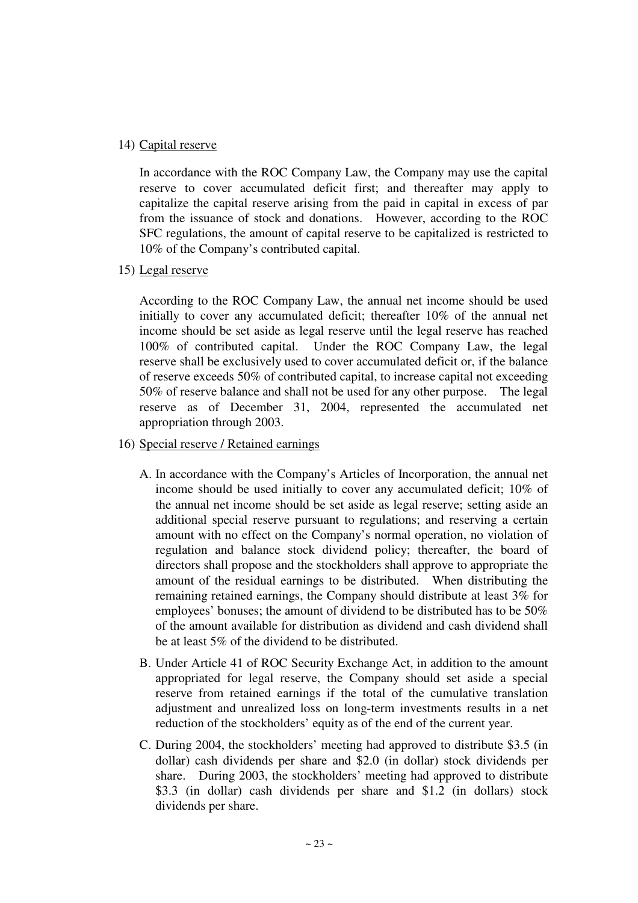14) Capital reserve

    In accordance with the ROC Company Law, the Company may use the capital reserve to cover accumulated deficit first; and thereafter may apply to capitalize the capital reserve arising from the paid in capital in excess of par from the issuance of stock and donations. However, according to the ROC SFC regulations, the amount of capital reserve to be capitalized is restricted to 10% of the Company's contributed capital.

15) Legal reserve

    According to the ROC Company Law, the annual net income should be used initially to cover any accumulated deficit; thereafter 10% of the annual net income should be set aside as legal reserve until the legal reserve has reached 100% of contributed capital. Under the ROC Company Law, the legal reserve shall be exclusively used to cover accumulated deficit or, if the balance of reserve exceeds 50% of contributed capital, to increase capital not exceeding 50% of reserve balance and shall not be used for any other purpose. The legal reserve as of December 31, 2004, represented the accumulated net appropriation through 2003.

16) Special reserve / Retained earnings

    A. In accordance with the Company's Articles of Incorporation, the annual net income should be used initially to cover any accumulated deficit; 10% of the annual net income should be set aside as legal reserve; setting aside an additional special reserve pursuant to regulations; and reserving a certain amount with no effect on the Company's normal operation, no violation of regulation and balance stock dividend policy; thereafter, the board of directors shall propose and the stockholders shall approve to appropriate the amount of the residual earnings to be distributed. When distributing the remaining retained earnings, the Company should distribute at least 3% for employees' bonuses; the amount of dividend to be distributed has to be 50% of the amount available for distribution as dividend and cash dividend shall be at least 5% of the dividend to be distributed.

    B. Under Article 41 of ROC Security Exchange Act, in addition to the amount appropriated for legal reserve, the Company should set aside a special reserve from retained earnings if the total of the cumulative translation adjustment and unrealized loss on long-term investments results in a net reduction of the stockholders' equity as of the end of the current year.

    C. During 2004, the stockholders' meeting had approved to distribute $3.5 (in dollar) cash dividends per share and $2.0 (in dollar) stock dividends per share. During 2003, the stockholders' meeting had approved to distribute $3.3 (in dollar) cash dividends per share and $1.2 (in dollars) stock dividends per share.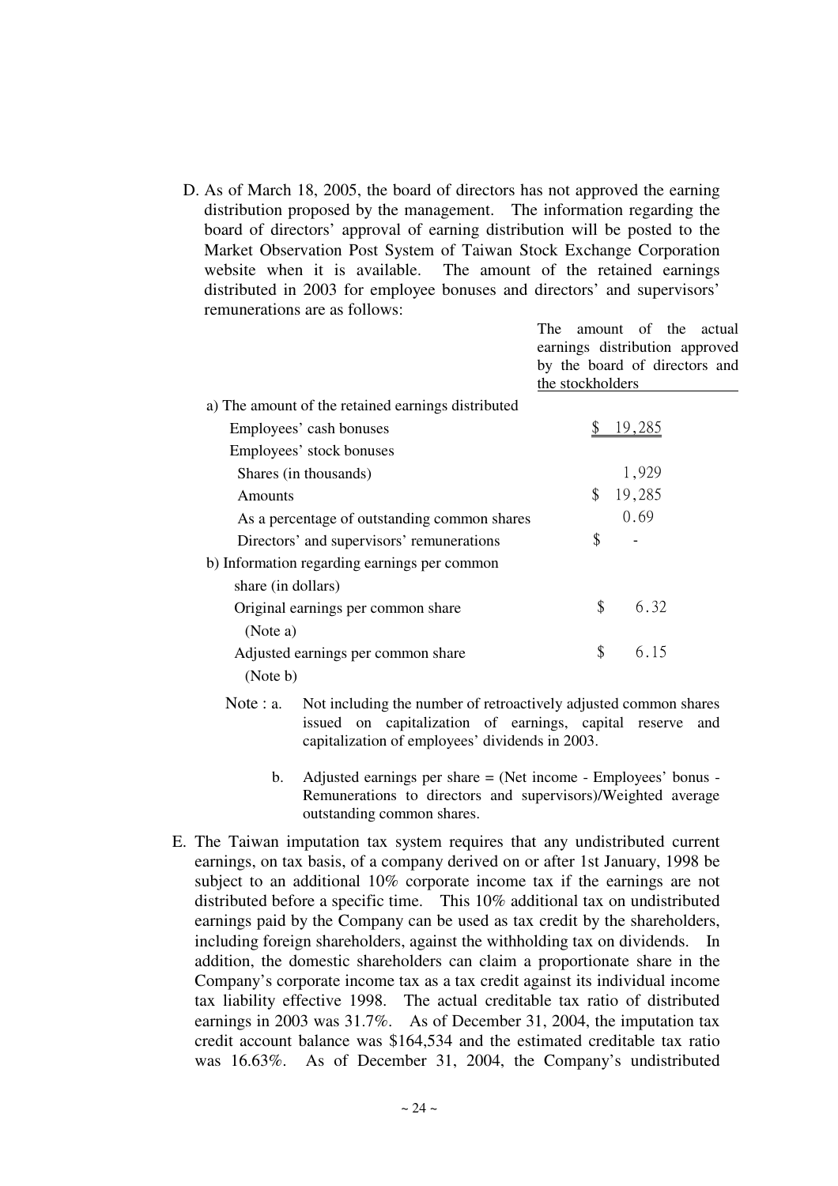D. As of March 18, 2005, the board of directors has not approved the earning distribution proposed by the management. The information regarding the board of directors' approval of earning distribution will be posted to the Market Observation Post System of Taiwan Stock Exchange Corporation website when it is available. The amount of the retained earnings distributed in 2003 for employee bonuses and directors' and supervisors' remunerations are as follows:

| | The amount of the actual earnings distribution approved by the board of directors and the stockholders |
|---|---|
| a) The amount of the retained earnings distributed | |
| Employees' cash bonuses | $ 19,285 |
| Employees' stock bonuses | |
| Shares (in thousands) | 1,929 |
| Amounts | $ 19,285 |
| As a percentage of outstanding common shares | 0.69 |
| Directors' and supervisors' remunerations | $ - |
| b) Information regarding earnings per common share (in dollars) | |
| Original earnings per common share (Note a) | $ 6.32 |
| Adjusted earnings per common share (Note b) | $ 6.15 |

Note : a. Not including the number of retroactively adjusted common shares issued on capitalization of earnings, capital reserve and capitalization of employees' dividends in 2003.

b. Adjusted earnings per share = (Net income - Employees' bonus - Remunerations to directors and supervisors)/Weighted average outstanding common shares.

E. The Taiwan imputation tax system requires that any undistributed current earnings, on tax basis, of a company derived on or after 1st January, 1998 be subject to an additional 10% corporate income tax if the earnings are not distributed before a specific time. This 10% additional tax on undistributed earnings paid by the Company can be used as tax credit by the shareholders, including foreign shareholders, against the withholding tax on dividends. In addition, the domestic shareholders can claim a proportionate share in the Company's corporate income tax as a tax credit against its individual income tax liability effective 1998. The actual creditable tax ratio of distributed earnings in 2003 was 31.7%. As of December 31, 2004, the imputation tax credit account balance was $164,534 and the estimated creditable tax ratio was 16.63%. As of December 31, 2004, the Company's undistributed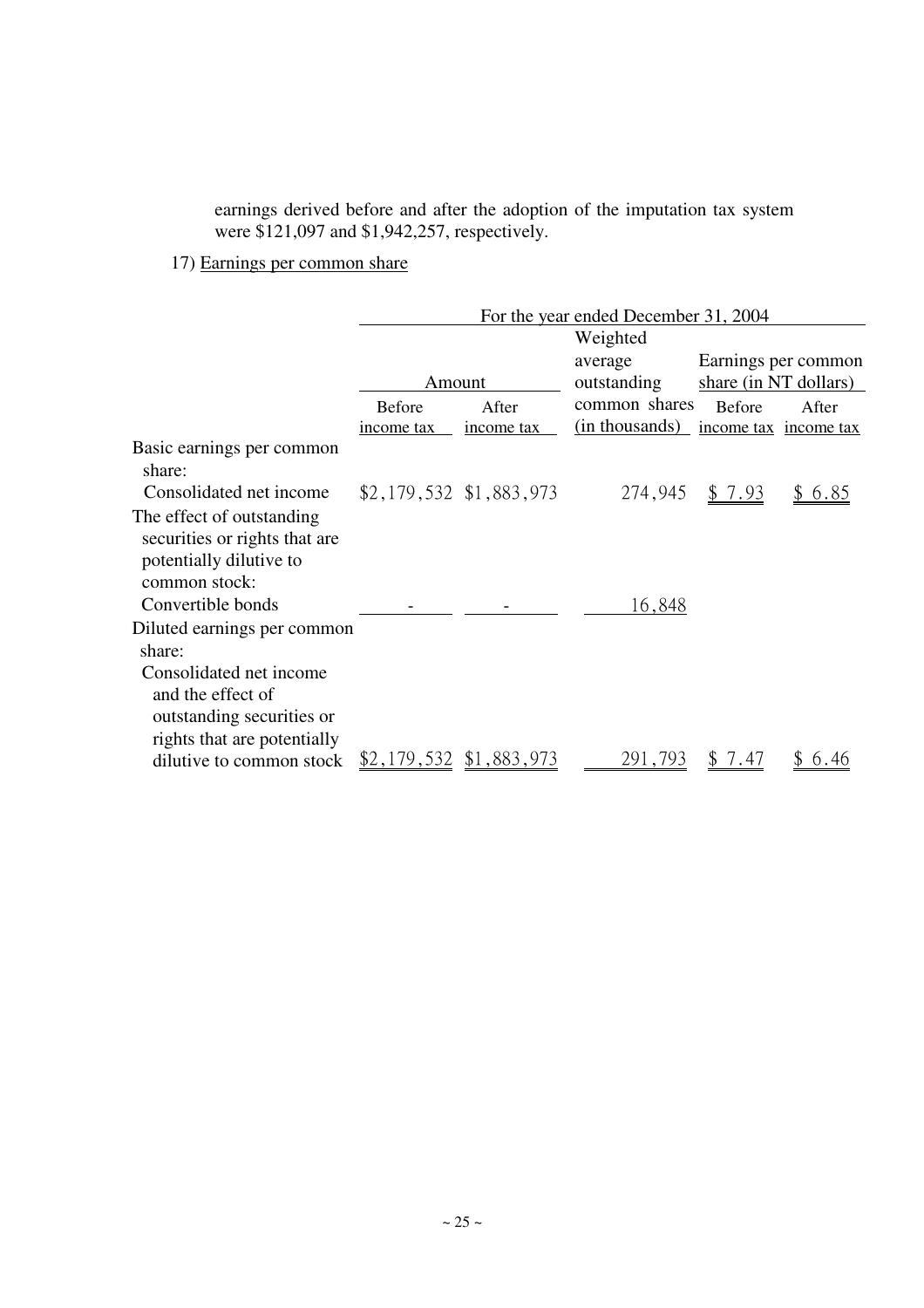earnings derived before and after the adoption of the imputation tax system were $121,097 and $1,942,257, respectively.

17) Earnings per common share

| | For the year ended December 31, 2004 | | | | |
|---|---|---|---|---|---|
| | Amount | | Weighted average outstanding common shares (in thousands) | Earnings per common share (in NT dollars) | |
| | Before income tax | After income tax | | Before income tax | After income tax |
| Basic earnings per common share: | | | | | |
| Consolidated net income | $2,179,532 | $1,883,973 | 274,945 | $ 7.93 | $ 6.85 |
| The effect of outstanding securities or rights that are potentially dilutive to common stock: | | | | | |
| Convertible bonds | - | - | 16,848 | | |
| Diluted earnings per common share: | | | | | |
| Consolidated net income and the effect of outstanding securities or rights that are potentially dilutive to common stock | $2,179,532 | $1,883,973 | 291,793 | $ 7.47 | $ 6.46 |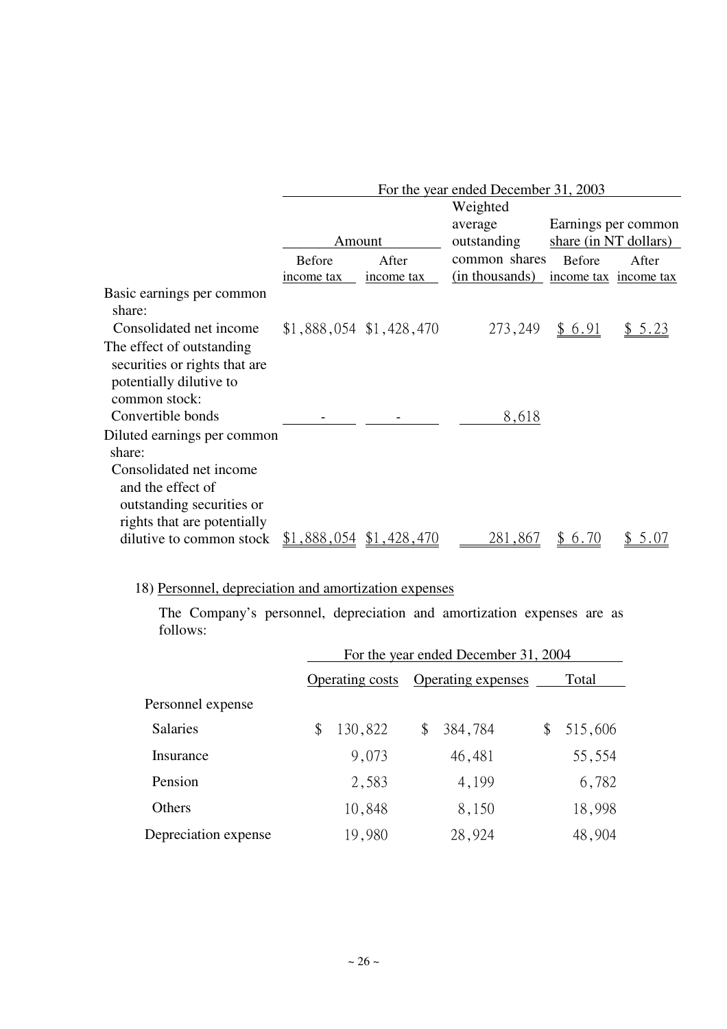| | For the year ended December 31, 2003 | | | | |
|---|---|---|---|---|---|
| | Amount | | Weighted average outstanding common shares (in thousands) | Earnings per common share (in NT dollars) | |
| | Before income tax | After income tax | | Before income tax | After income tax |
| Basic earnings per common share: | | | | | |
| Consolidated net income | $1,888,054 | $1,428,470 | 273,249 | $ 6.91 | $ 5.23 |
| The effect of outstanding securities or rights that are potentially dilutive to common stock: | | | | | |
| Convertible bonds | - | - | 8,618 | | |
| Diluted earnings per common share: | | | | | |
| Consolidated net income and the effect of outstanding securities or rights that are potentially dilutive to common stock | $1,888,054 | $1,428,470 | 281,867 | $ 6.70 | $ 5.07 |

18) Personnel, depreciation and amortization expenses

The Company's personnel, depreciation and amortization expenses are as follows:

| | For the year ended December 31, 2004 | | |
|---|---|---|---|
| | Operating costs | Operating expenses | Total |
| Personnel expense | | | |
| Salaries | $ 130,822 | $ 384,784 | $ 515,606 |
| Insurance | 9,073 | 46,481 | 55,554 |
| Pension | 2,583 | 4,199 | 6,782 |
| Others | 10,848 | 8,150 | 18,998 |
| Depreciation expense | 19,980 | 28,924 | 48,904 |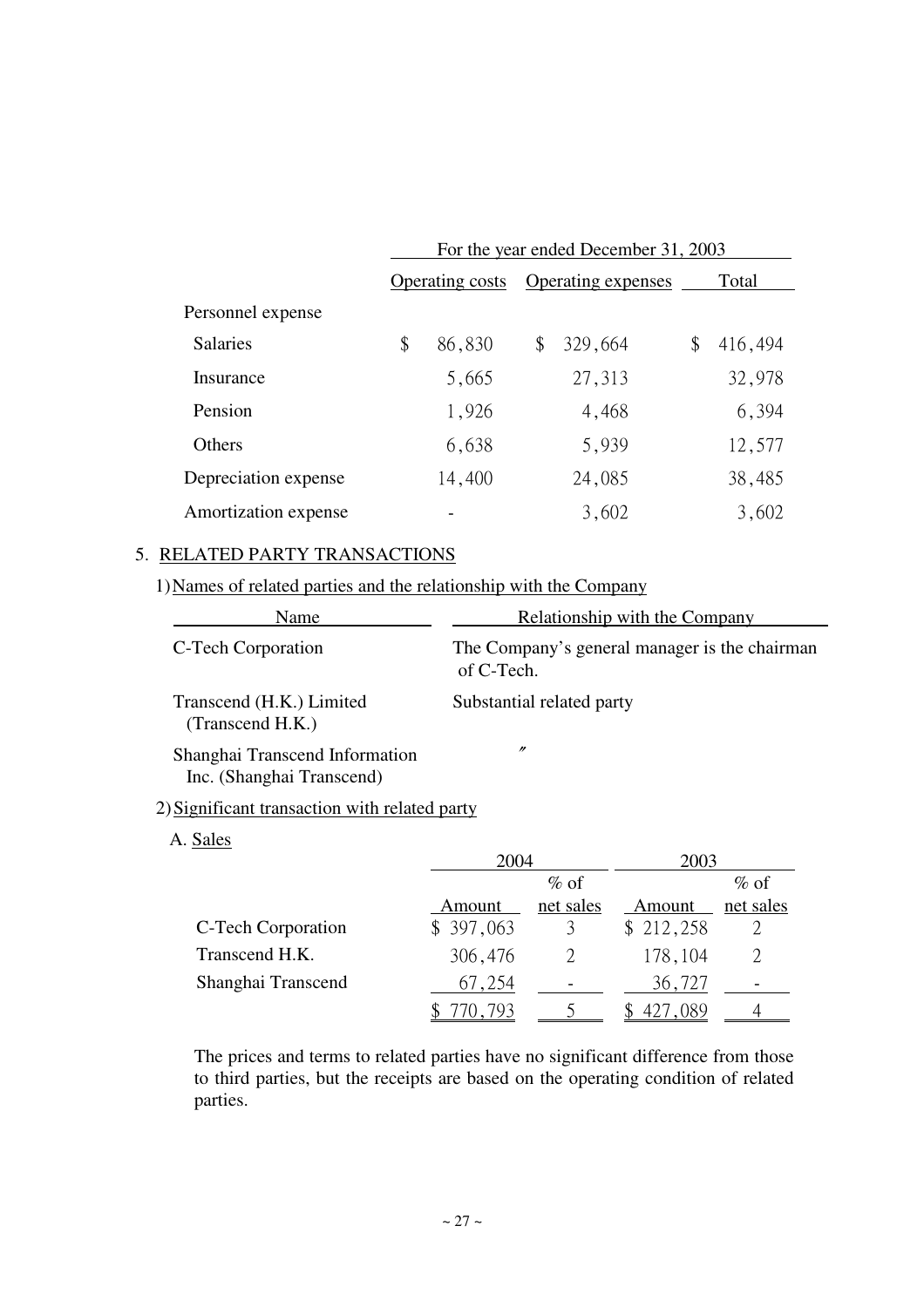| | For the year ended December 31, 2003 | | |
|---|---|---|---|
| | Operating costs | Operating expenses | Total |
| Personnel expense | | | |
| Salaries | $ 86,830 | $ 329,664 | $ 416,494 |
| Insurance | 5,665 | 27,313 | 32,978 |
| Pension | 1,926 | 4,468 | 6,394 |
| Others | 6,638 | 5,939 | 12,577 |
| Depreciation expense | 14,400 | 24,085 | 38,485 |
| Amortization expense | - | 3,602 | 3,602 |

## 5. RELATED PARTY TRANSACTIONS

### 1) Names of related parties and the relationship with the Company

| Name | Relationship with the Company |
|---|---|
| C-Tech Corporation | The Company's general manager is the chairman of C-Tech. |
| Transcend (H.K.) Limited (Transcend H.K.) | Substantial related party |
| Shanghai Transcend Information Inc. (Shanghai Transcend) | 〃 |

### 2) Significant transaction with related party

A. Sales

| | 2004 | | 2003 | |
|---|---|---|---|---|
| | Amount | % of net sales | Amount | % of net sales |
| C-Tech Corporation | $ 397,063 | 3 | $ 212,258 | 2 |
| Transcend H.K. | 306,476 | 2 | 178,104 | 2 |
| Shanghai Transcend | 67,254 | - | 36,727 | - |
| | $ 770,793 | 5 | $ 427,089 | 4 |

The prices and terms to related parties have no significant difference from those to third parties, but the receipts are based on the operating condition of related parties.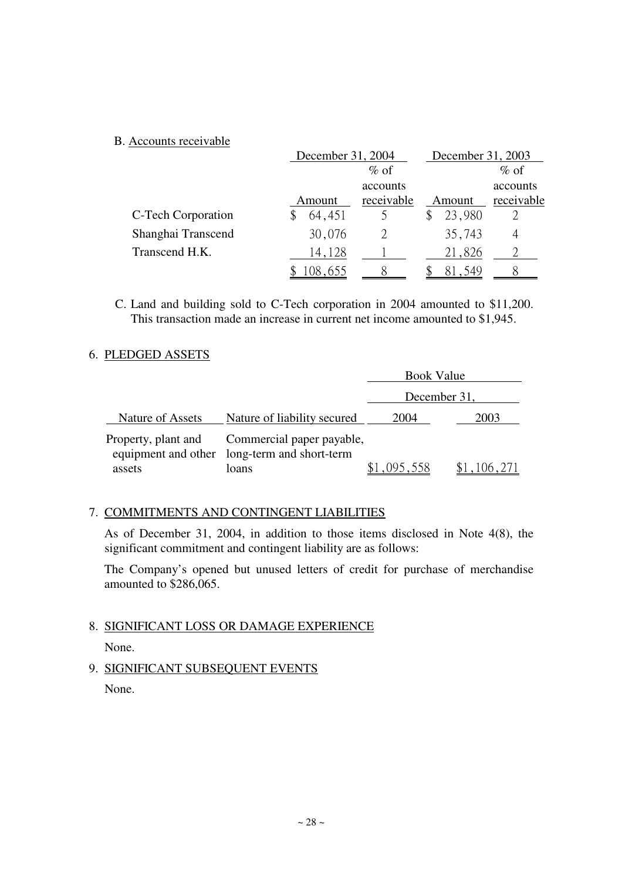B. Accounts receivable

| | December 31, 2004 | | December 31, 2003 | |
|---|---|---|---|---|
| | Amount | % of accounts receivable | Amount | % of accounts receivable |
| C-Tech Corporation | $ 64,451 | 5 | $ 23,980 | 2 |
| Shanghai Transcend | 30,076 | 2 | 35,743 | 4 |
| Transcend H.K. | 14,128 | 1 | 21,826 | 2 |
| | $ 108,655 | 8 | $ 81,549 | 8 |

C. Land and building sold to C-Tech corporation in 2004 amounted to $11,200. This transaction made an increase in current net income amounted to $1,945.

## 6. PLEDGED ASSETS

| | | Book Value | |
|---|---|---|---|
| | | December 31, | |
| Nature of Assets | Nature of liability secured | 2004 | 2003 |
| Property, plant and equipment and other assets | Commercial paper payable, long-term and short-term loans | $1,095,558 | $1,106,271 |

## 7. COMMITMENTS AND CONTINGENT LIABILITIES

As of December 31, 2004, in addition to those items disclosed in Note 4(8), the significant commitment and contingent liability are as follows:

The Company's opened but unused letters of credit for purchase of merchandise amounted to $286,065.

## 8. SIGNIFICANT LOSS OR DAMAGE EXPERIENCE

None.

## 9. SIGNIFICANT SUBSEQUENT EVENTS

None.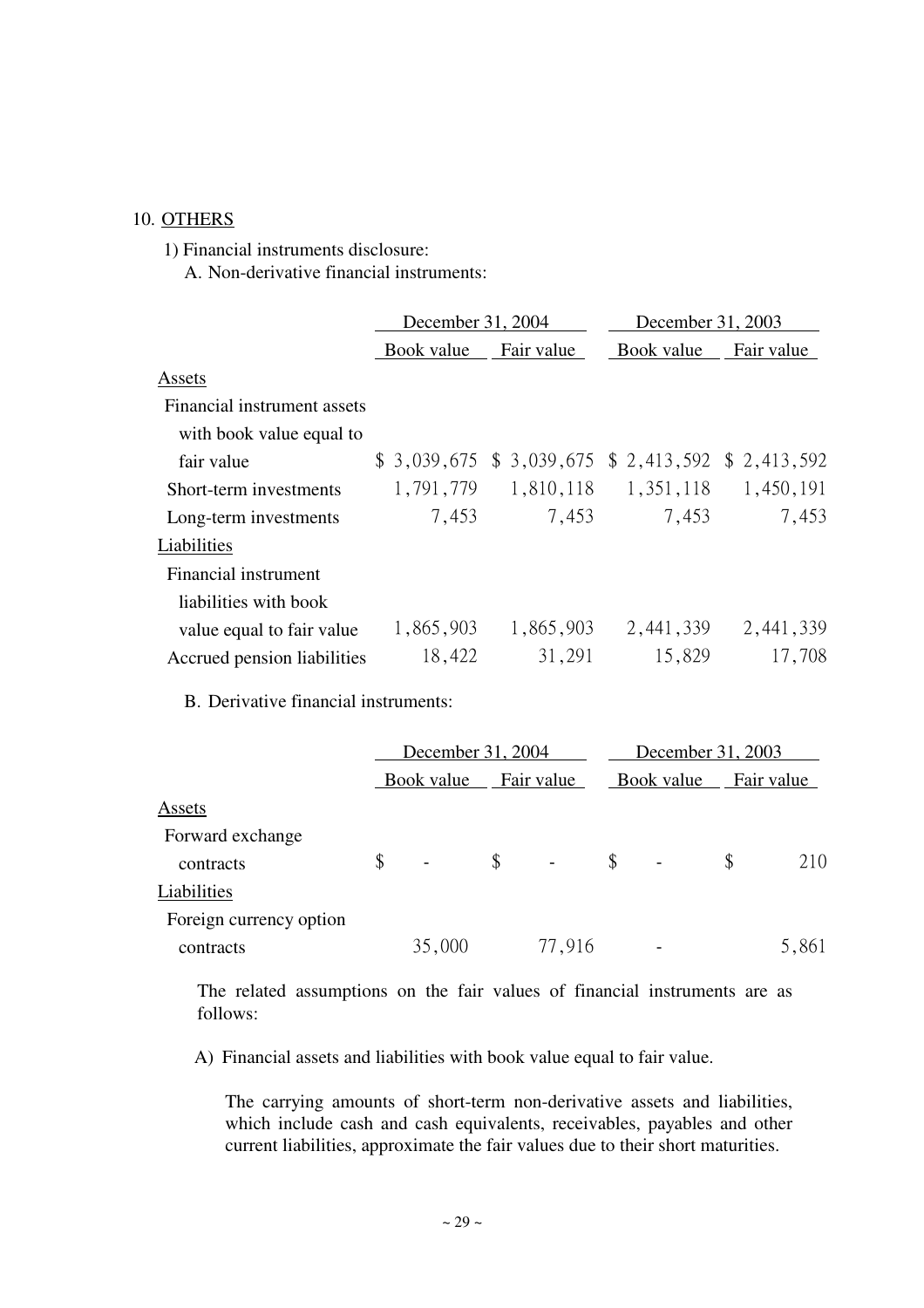10. OTHERS

1) Financial instruments disclosure:

A. Non-derivative financial instruments:

| | December 31, 2004 | | December 31, 2003 | |
|---|---|---|---|---|
| | Book value | Fair value | Book value | Fair value |
| Assets | | | | |
| Financial instrument assets with book value equal to fair value | $ 3,039,675 | $ 3,039,675 | $ 2,413,592 | $ 2,413,592 |
| Short-term investments | 1,791,779 | 1,810,118 | 1,351,118 | 1,450,191 |
| Long-term investments | 7,453 | 7,453 | 7,453 | 7,453 |
| Liabilities | | | | |
| Financial instrument liabilities with book value equal to fair value | 1,865,903 | 1,865,903 | 2,441,339 | 2,441,339 |
| Accrued pension liabilities | 18,422 | 31,291 | 15,829 | 17,708 |

B. Derivative financial instruments:

| | December 31, 2004 | | December 31, 2003 | |
|---|---|---|---|---|
| | Book value | Fair value | Book value | Fair value |
| Assets | | | | |
| Forward exchange contracts | $ - | $ - | $ - | $ 210 |
| Liabilities | | | | |
| Foreign currency option contracts | 35,000 | 77,916 | - | 5,861 |

The related assumptions on the fair values of financial instruments are as follows:

A) Financial assets and liabilities with book value equal to fair value.

The carrying amounts of short-term non-derivative assets and liabilities, which include cash and cash equivalents, receivables, payables and other current liabilities, approximate the fair values due to their short maturities.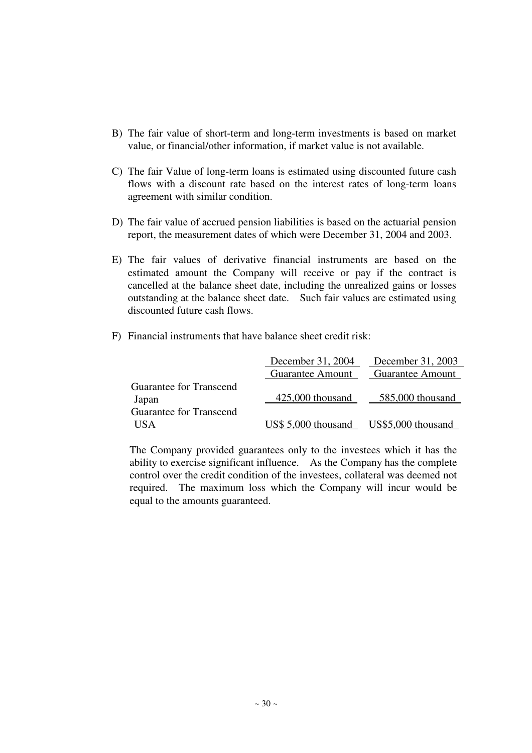B) The fair value of short-term and long-term investments is based on market value, or financial/other information, if market value is not available.

C) The fair Value of long-term loans is estimated using discounted future cash flows with a discount rate based on the interest rates of long-term loans agreement with similar condition.

D) The fair value of accrued pension liabilities is based on the actuarial pension report, the measurement dates of which were December 31, 2004 and 2003.

E) The fair values of derivative financial instruments are based on the estimated amount the Company will receive or pay if the contract is cancelled at the balance sheet date, including the unrealized gains or losses outstanding at the balance sheet date. Such fair values are estimated using discounted future cash flows.

F) Financial instruments that have balance sheet credit risk:

| | December 31, 2004 | December 31, 2003 |
|---|---|---|
| | Guarantee Amount | Guarantee Amount |
| Guarantee for Transcend Japan | 425,000 thousand | 585,000 thousand |
| Guarantee for Transcend USA | US$ 5,000 thousand | US$5,000 thousand |

The Company provided guarantees only to the investees which it has the ability to exercise significant influence. As the Company has the complete control over the credit condition of the investees, collateral was deemed not required. The maximum loss which the Company will incur would be equal to the amounts guaranteed.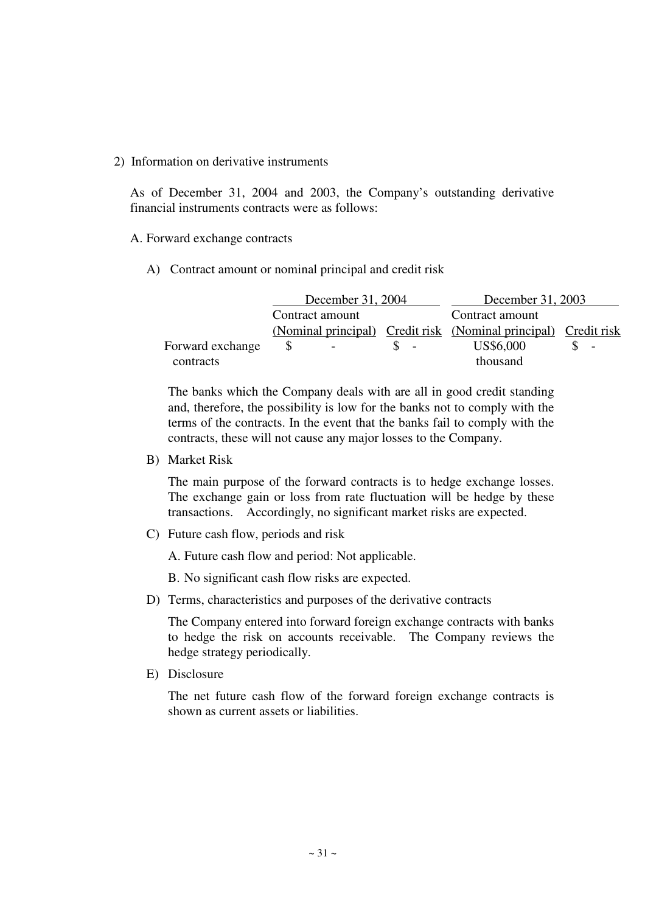2) Information on derivative instruments

As of December 31, 2004 and 2003, the Company's outstanding derivative financial instruments contracts were as follows:

A. Forward exchange contracts

A) Contract amount or nominal principal and credit risk

| | December 31, 2004 | | December 31, 2003 | |
|---|---|---|---|---|
| | Contract amount (Nominal principal) | Credit risk | Contract amount (Nominal principal) | Credit risk |
| Forward exchange contracts | $ - | $ - | US$6,000 thousand | $ - |

The banks which the Company deals with are all in good credit standing and, therefore, the possibility is low for the banks not to comply with the terms of the contracts. In the event that the banks fail to comply with the contracts, these will not cause any major losses to the Company.

B) Market Risk

The main purpose of the forward contracts is to hedge exchange losses. The exchange gain or loss from rate fluctuation will be hedge by these transactions. Accordingly, no significant market risks are expected.

C) Future cash flow, periods and risk

A. Future cash flow and period: Not applicable.

B. No significant cash flow risks are expected.

D) Terms, characteristics and purposes of the derivative contracts

The Company entered into forward foreign exchange contracts with banks to hedge the risk on accounts receivable. The Company reviews the hedge strategy periodically.

E) Disclosure

The net future cash flow of the forward foreign exchange contracts is shown as current assets or liabilities.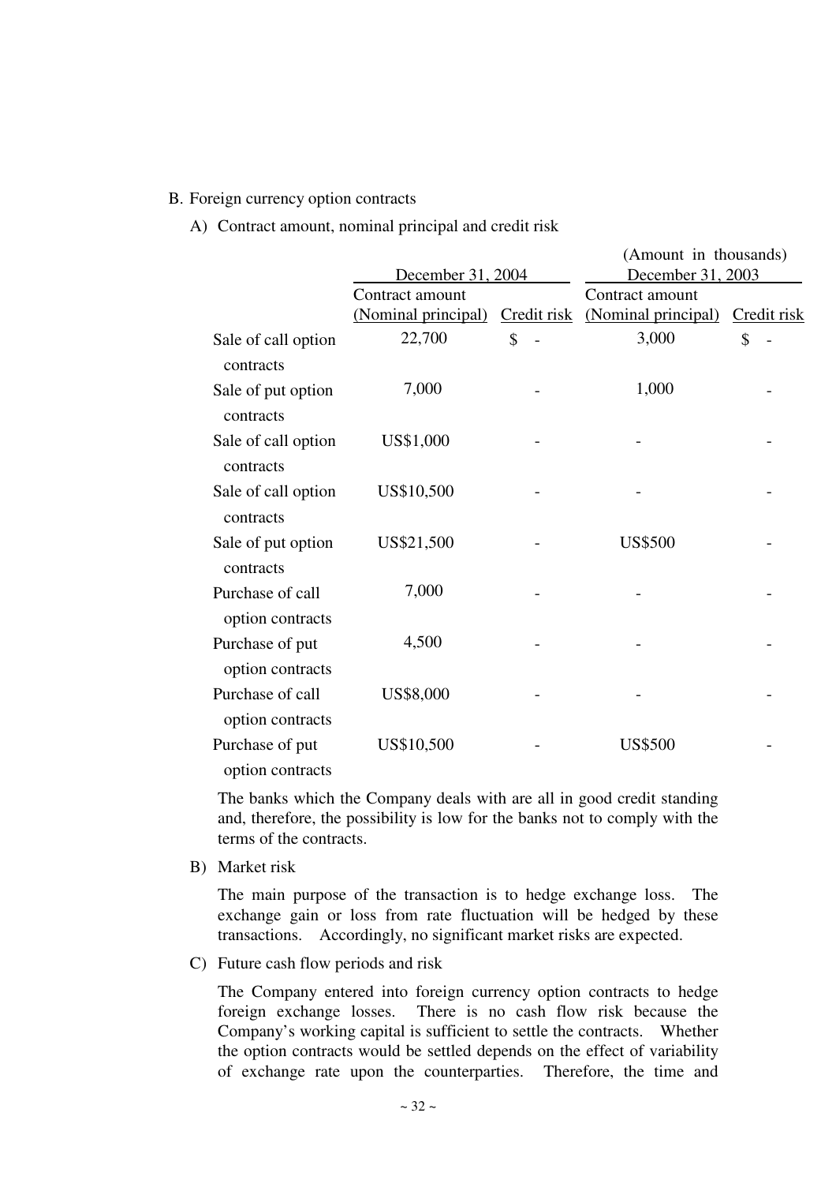B. Foreign currency option contracts

A) Contract amount, nominal principal and credit risk

(Amount in thousands)

| | December 31, 2004 | | December 31, 2003 | |
|---|---|---|---|---|
| | Contract amount (Nominal principal) | Credit risk | Contract amount (Nominal principal) | Credit risk |
| Sale of call option contracts | 22,700 | $ - | 3,000 | $ - |
| Sale of put option contracts | 7,000 | - | 1,000 | - |
| Sale of call option contracts | US$1,000 | - | - | - |
| Sale of call option contracts | US$10,500 | - | - | - |
| Sale of put option contracts | US$21,500 | - | US$500 | - |
| Purchase of call option contracts | 7,000 | - | - | - |
| Purchase of put option contracts | 4,500 | - | - | - |
| Purchase of call option contracts | US$8,000 | - | - | - |
| Purchase of put option contracts | US$10,500 | - | US$500 | - |

The banks which the Company deals with are all in good credit standing and, therefore, the possibility is low for the banks not to comply with the terms of the contracts.

B) Market risk

The main purpose of the transaction is to hedge exchange loss. The exchange gain or loss from rate fluctuation will be hedged by these transactions. Accordingly, no significant market risks are expected.

C) Future cash flow periods and risk

The Company entered into foreign currency option contracts to hedge foreign exchange losses. There is no cash flow risk because the Company's working capital is sufficient to settle the contracts. Whether the option contracts would be settled depends on the effect of variability of exchange rate upon the counterparties. Therefore, the time and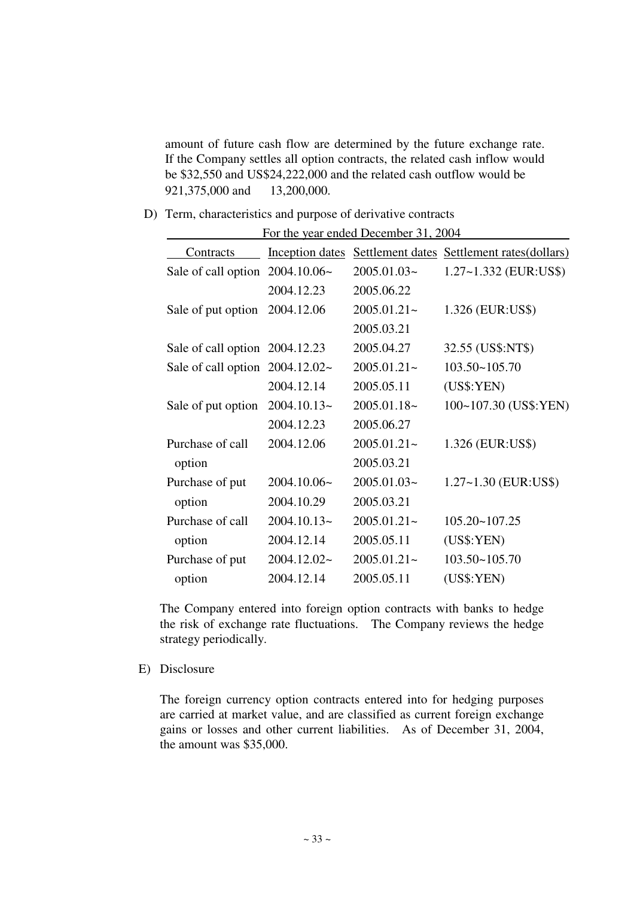amount of future cash flow are determined by the future exchange rate. If the Company settles all option contracts, the related cash inflow would be $32,550 and US$24,222,000 and the related cash outflow would be 921,375,000 and 13,200,000.

D) Term, characteristics and purpose of derivative contracts

For the year ended December 31, 2004

| Contracts | Inception dates | Settlement dates | Settlement rates(dollars) |
|---|---|---|---|
| Sale of call option | 2004.10.06~ 2004.12.23 | 2005.01.03~ 2005.06.22 | 1.27~1.332 (EUR:US$) |
| Sale of put option | 2004.12.06 | 2005.01.21~ 2005.03.21 | 1.326 (EUR:US$) |
| Sale of call option | 2004.12.23 | 2005.04.27 | 32.55 (US$:NT$) |
| Sale of call option | 2004.12.02~ 2004.12.14 | 2005.01.21~ 2005.05.11 | 103.50~105.70 (US$:YEN) |
| Sale of put option | 2004.10.13~ 2004.12.23 | 2005.01.18~ 2005.06.27 | 100~107.30 (US$:YEN) |
| Purchase of call option | 2004.12.06 | 2005.01.21~ 2005.03.21 | 1.326 (EUR:US$) |
| Purchase of put option | 2004.10.06~ 2004.10.29 | 2005.01.03~ 2005.03.21 | 1.27~1.30 (EUR:US$) |
| Purchase of call option | 2004.10.13~ 2004.12.14 | 2005.01.21~ 2005.05.11 | 105.20~107.25 (US$:YEN) |
| Purchase of put option | 2004.12.02~ 2004.12.14 | 2005.01.21~ 2005.05.11 | 103.50~105.70 (US$:YEN) |

The Company entered into foreign option contracts with banks to hedge the risk of exchange rate fluctuations. The Company reviews the hedge strategy periodically.

E) Disclosure

The foreign currency option contracts entered into for hedging purposes are carried at market value, and are classified as current foreign exchange gains or losses and other current liabilities. As of December 31, 2004, the amount was $35,000.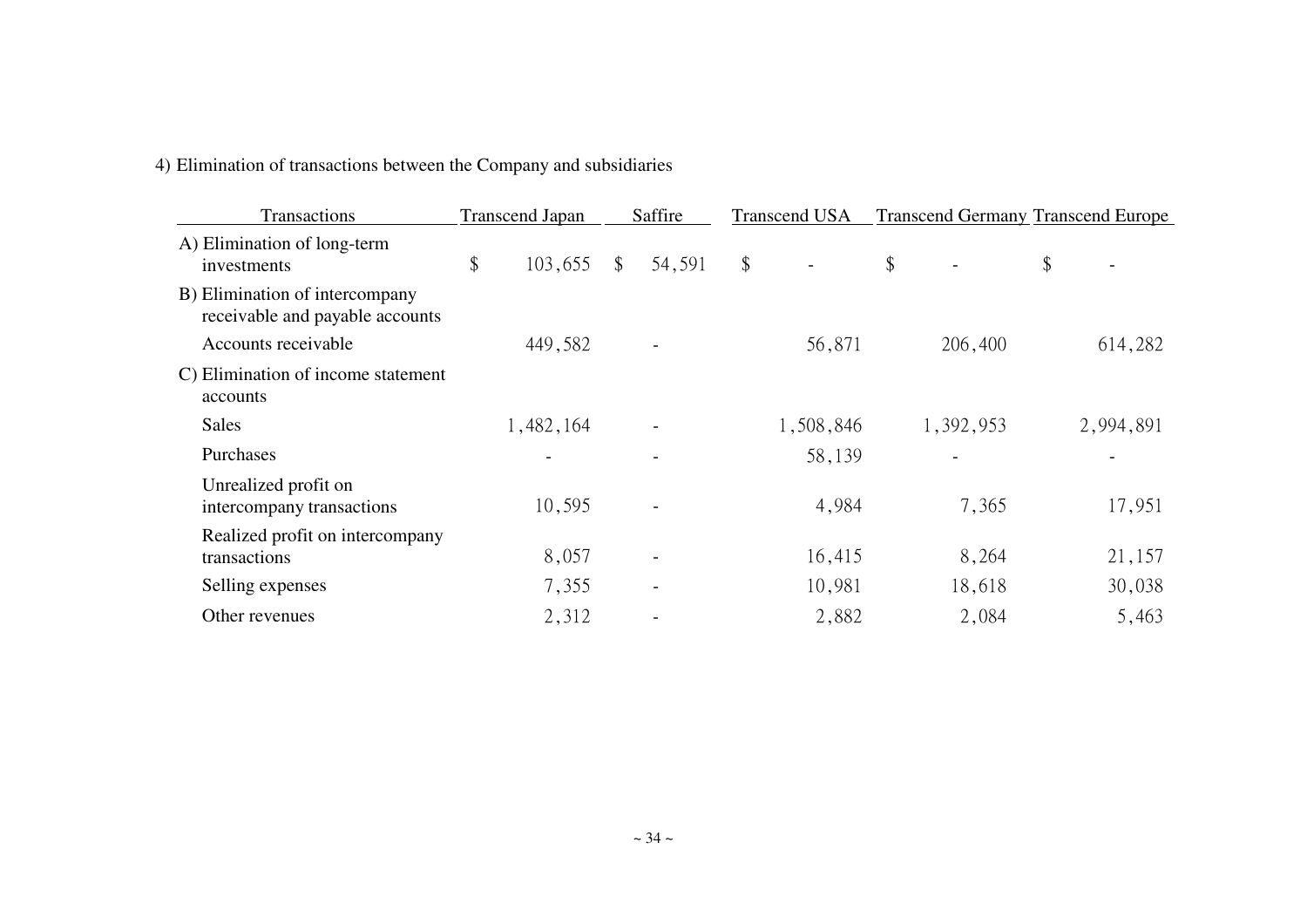4) Elimination of transactions between the Company and subsidiaries

| Transactions | Transcend Japan | Saffire | Transcend USA | Transcend Germany | Transcend Europe |
|---|---|---|---|---|---|
| A) Elimination of long-term investments | $ 103,655 | $ 54,591 | $ - | $ - | $ - |
| B) Elimination of intercompany receivable and payable accounts | | | | | |
| Accounts receivable | 449,582 | - | 56,871 | 206,400 | 614,282 |
| C) Elimination of income statement accounts | | | | | |
| Sales | 1,482,164 | - | 1,508,846 | 1,392,953 | 2,994,891 |
| Purchases | - | - | 58,139 | - | - |
| Unrealized profit on intercompany transactions | 10,595 | - | 4,984 | 7,365 | 17,951 |
| Realized profit on intercompany transactions | 8,057 | - | 16,415 | 8,264 | 21,157 |
| Selling expenses | 7,355 | - | 10,981 | 18,618 | 30,038 |
| Other revenues | 2,312 | - | 2,882 | 2,084 | 5,463 |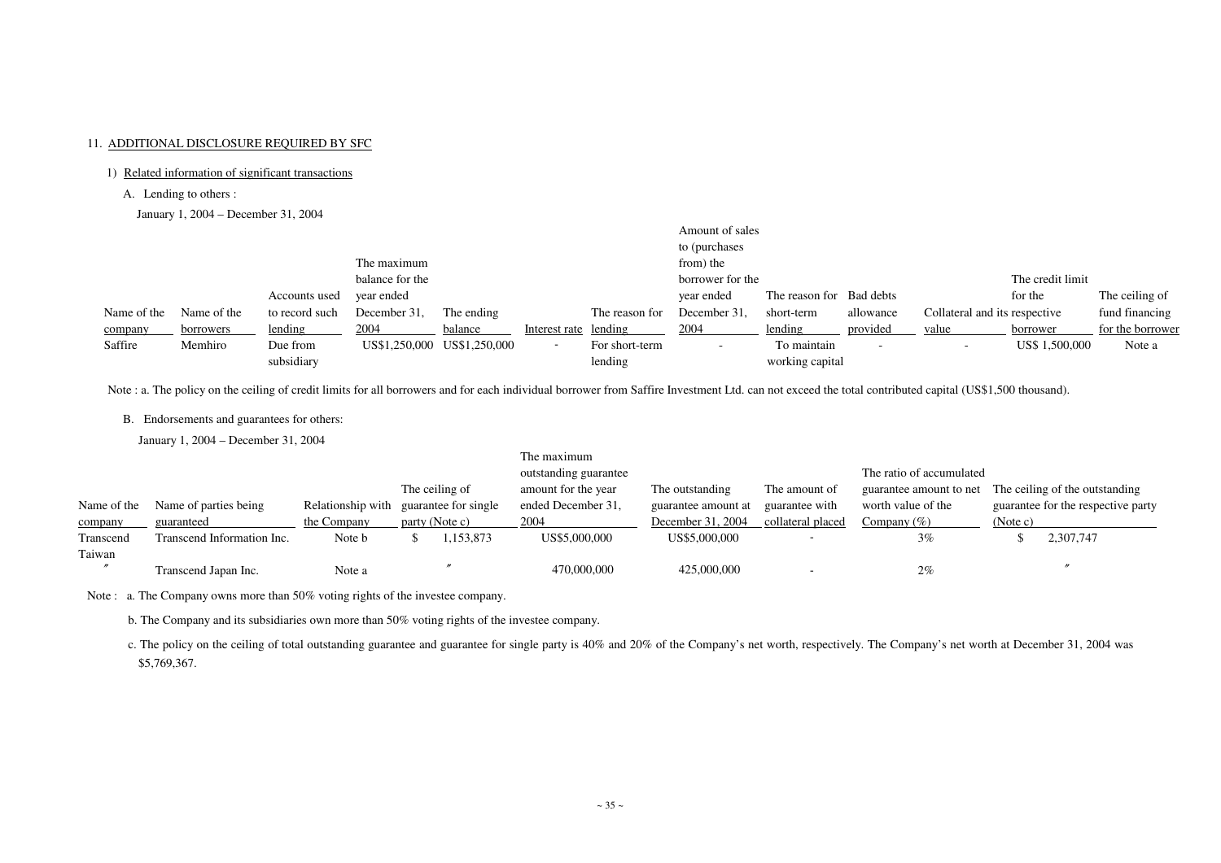11. ADDITIONAL DISCLOSURE REQUIRED BY SFC

1) Related information of significant transactions

A. Lending to others :

January 1, 2004 – December 31, 2004

| Name of the company | Name of the borrowers | Accounts used to record such lending | The maximum balance for the year ended December 31, 2004 | The ending balance | Interest rate | The reason for lending | Amount of sales to (purchases from) the borrower for the year ended December 31, 2004 | The reason for short-term lending | Bad debts allowance provided | Collateral and its respective value | The credit limit for the borrower | The ceiling of fund financing for the borrower |
|---|---|---|---|---|---|---|---|---|---|---|---|---|
| Saffire | Memhiro | Due from subsidiary | US$1,250,000 | US$1,250,000 | - | For short-term lending | - | To maintain working capital | - | - | US$ 1,500,000 | Note a |

Note : a. The policy on the ceiling of credit limits for all borrowers and for each individual borrower from Saffire Investment Ltd. can not exceed the total contributed capital (US$1,500 thousand).

B. Endorsements and guarantees for others:

January 1, 2004 – December 31, 2004

| Name of the company | Name of parties being guaranteed | Relationship with the Company | The ceiling of guarantee for single party (Note c) | The maximum outstanding guarantee amount for the year ended December 31, 2004 | The outstanding guarantee amount at December 31, 2004 | The amount of guarantee with collateral placed | The ratio of accumulated guarantee amount to net worth value of the Company (%) | The ceiling of the outstanding guarantee for the respective party (Note c) |
|---|---|---|---|---|---|---|---|---|
| Transcend Taiwan | Transcend Information Inc. | Note b | $ 1,153,873 | US$5,000,000 | US$5,000,000 | - | 3% | $ 2,307,747 |
| 〃 | Transcend Japan Inc. | Note a | 〃 | 470,000,000 | 425,000,000 | - | 2% | 〃 |

Note : a. The Company owns more than 50% voting rights of the investee company.

b. The Company and its subsidiaries own more than 50% voting rights of the investee company.

c. The policy on the ceiling of total outstanding guarantee and guarantee for single party is 40% and 20% of the Company's net worth, respectively. The Company's net worth at December 31, 2004 was $5,769,367.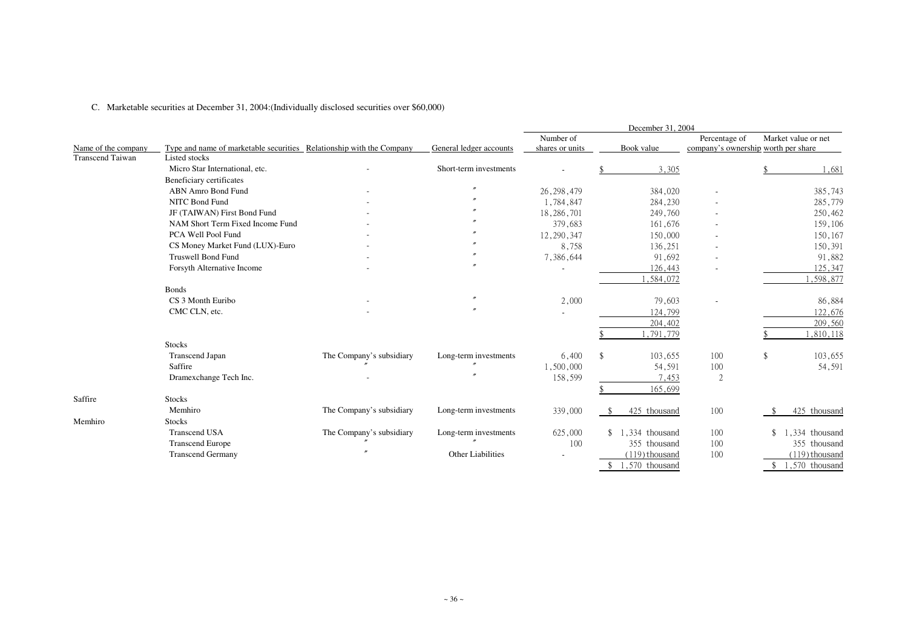C. Marketable securities at December 31, 2004:(Individually disclosed securities over $60,000)

| Name of the company | Type and name of marketable securities | Relationship with the Company | General ledger accounts | December 31, 2004 | | | |
|---|---|---|---|---|---|---|---|
| | | | | Number of shares or units | Book value | Percentage of company's ownership | Market value or net worth per share |
| Transcend Taiwan | Listed stocks | | | | | | |
| | Micro Star International, etc. | - | Short-term investments | - | $ 3,305 | | $ 1,681 |
| | Beneficiary certificates | | | | | | |
| | ABN Amro Bond Fund | - | 〃 | 26,298,479 | 384,020 | - | 385,743 |
| | NITC Bond Fund | - | 〃 | 1,784,847 | 284,230 | - | 285,779 |
| | JF (TAIWAN) First Bond Fund | - | 〃 | 18,286,701 | 249,760 | - | 250,462 |
| | NAM Short Term Fixed Income Fund | - | 〃 | 379,683 | 161,676 | - | 159,106 |
| | PCA Well Pool Fund | - | 〃 | 12,290,347 | 150,000 | - | 150,167 |
| | CS Money Market Fund (LUX)-Euro | - | 〃 | 8,758 | 136,251 | - | 150,391 |
| | Truswell Bond Fund | - | 〃 | 7,386,644 | 91,692 | - | 91,882 |
| | Forsyth Alternative Income | - | 〃 | - | 126,443 | - | 125,347 |
| | | | | | 1,584,072 | | 1,598,877 |
| | Bonds | | | | | | |
| | CS 3 Month Euribo | - | 〃 | 2,000 | 79,603 | - | 86,884 |
| | CMC CLN, etc. | - | 〃 | - | 124,799 | | 122,676 |
| | | | | | 204,402 | | 209,560 |
| | | | | | $ 1,791,779 | | $ 1,810,118 |
| | Stocks | | | | | | |
| | Transcend Japan | The Company's subsidiary | Long-term investments | 6,400 | $ 103,655 | 100 | $ 103,655 |
| | Saffire | 〃 | 〃 | 1,500,000 | 54,591 | 100 | 54,591 |
| | Dramexchange Tech Inc. | - | 〃 | 158,599 | 7,453 | 2 | |
| | | | | | $ 165,699 | | |
| Saffire | Stocks | | | | | | |
| | Memhiro | The Company's subsidiary | Long-term investments | 339,000 | $ 425 thousand | 100 | $ 425 thousand |
| Memhiro | Stocks | | | | | | |
| | Transcend USA | The Company's subsidiary | Long-term investments | 625,000 | $ 1,334 thousand | 100 | $ 1,334 thousand |
| | Transcend Europe | 〃 | 〃 | 100 | 355 thousand | 100 | 355 thousand |
| | Transcend Germany | 〃 | Other Liabilities | - | (119) thousand | 100 | (119) thousand |
| | | | | | $ 1,570 thousand | | $ 1,570 thousand |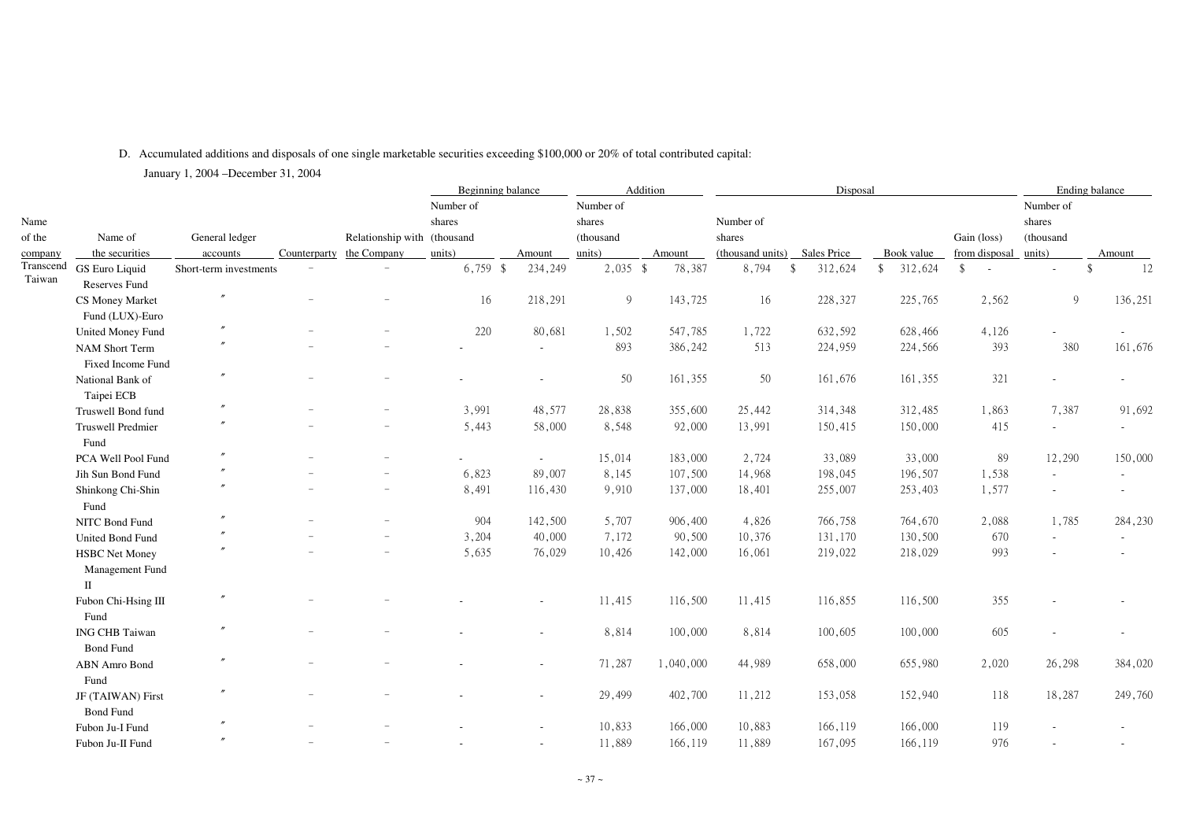D. Accumulated additions and disposals of one single marketable securities exceeding $100,000 or 20% of total contributed capital:

January 1, 2004 –December 31, 2004

| Name of the company | Name of the securities | General ledger accounts | Counterparty | Relationship with the Company | Beginning balance | | Addition | | Disposal | | | | Ending balance | |
|---|---|---|---|---|---|---|---|---|---|---|---|---|---|---|
| | | | | | Number of shares (thousand units) | Amount | Number of shares (thousand units) | Amount | Number of shares (thousand units) | Sales Price | Book value | Gain (loss) from disposal | Number of shares (thousand units) | Amount |
| Transcend Taiwan | GS Euro Liquid Reserves Fund | Short-term investments | − | − | 6,759 | $ 234,249 | 2,035 | $ 78,387 | 8,794 | $ 312,624 | $ 312,624 | $ - | - | $ 12 |
| | CS Money Market Fund (LUX)-Euro | 〃 | − | − | 16 | 218,291 | 9 | 143,725 | 16 | 228,327 | 225,765 | 2,562 | 9 | 136,251 |
| | United Money Fund | 〃 | − | − | 220 | 80,681 | 1,502 | 547,785 | 1,722 | 632,592 | 628,466 | 4,126 | - | - |
| | NAM Short Term Fixed Income Fund | 〃 | − | − | - | - | 893 | 386,242 | 513 | 224,959 | 224,566 | 393 | 380 | 161,676 |
| | National Bank of Taipei ECB | 〃 | − | − | - | - | 50 | 161,355 | 50 | 161,676 | 161,355 | 321 | - | - |
| | Truswell Bond fund | 〃 | − | − | 3,991 | 48,577 | 28,838 | 355,600 | 25,442 | 314,348 | 312,485 | 1,863 | 7,387 | 91,692 |
| | Truswell Predmier Fund | 〃 | − | − | 5,443 | 58,000 | 8,548 | 92,000 | 13,991 | 150,415 | 150,000 | 415 | - | - |
| | PCA Well Pool Fund | 〃 | − | − | - | - | 15,014 | 183,000 | 2,724 | 33,089 | 33,000 | 89 | 12,290 | 150,000 |
| | Jih Sun Bond Fund | 〃 | − | − | 6,823 | 89,007 | 8,145 | 107,500 | 14,968 | 198,045 | 196,507 | 1,538 | - | - |
| | Shinkong Chi-Shin Fund | 〃 | − | − | 8,491 | 116,430 | 9,910 | 137,000 | 18,401 | 255,007 | 253,403 | 1,577 | - | - |
| | NITC Bond Fund | 〃 | − | − | 904 | 142,500 | 5,707 | 906,400 | 4,826 | 766,758 | 764,670 | 2,088 | 1,785 | 284,230 |
| | United Bond Fund | 〃 | − | − | 3,204 | 40,000 | 7,172 | 90,500 | 10,376 | 131,170 | 130,500 | 670 | - | - |
| | HSBC Net Money Management Fund II | 〃 | − | − | 5,635 | 76,029 | 10,426 | 142,000 | 16,061 | 219,022 | 218,029 | 993 | - | - |
| | Fubon Chi-Hsing III Fund | 〃 | − | − | - | - | 11,415 | 116,500 | 11,415 | 116,855 | 116,500 | 355 | - | - |
| | ING CHB Taiwan Bond Fund | 〃 | − | − | - | - | 8,814 | 100,000 | 8,814 | 100,605 | 100,000 | 605 | - | - |
| | ABN Amro Bond Fund | 〃 | − | − | - | - | 71,287 | 1,040,000 | 44,989 | 658,000 | 655,980 | 2,020 | 26,298 | 384,020 |
| | JF (TAIWAN) First Bond Fund | 〃 | − | − | - | - | 29,499 | 402,700 | 11,212 | 153,058 | 152,940 | 118 | 18,287 | 249,760 |
| | Fubon Ju-I Fund | 〃 | − | − | - | - | 10,833 | 166,000 | 10,883 | 166,119 | 166,000 | 119 | - | - |
| | Fubon Ju-II Fund | 〃 | − | − | - | - | 11,889 | 166,119 | 11,889 | 167,095 | 166,119 | 976 | - | - |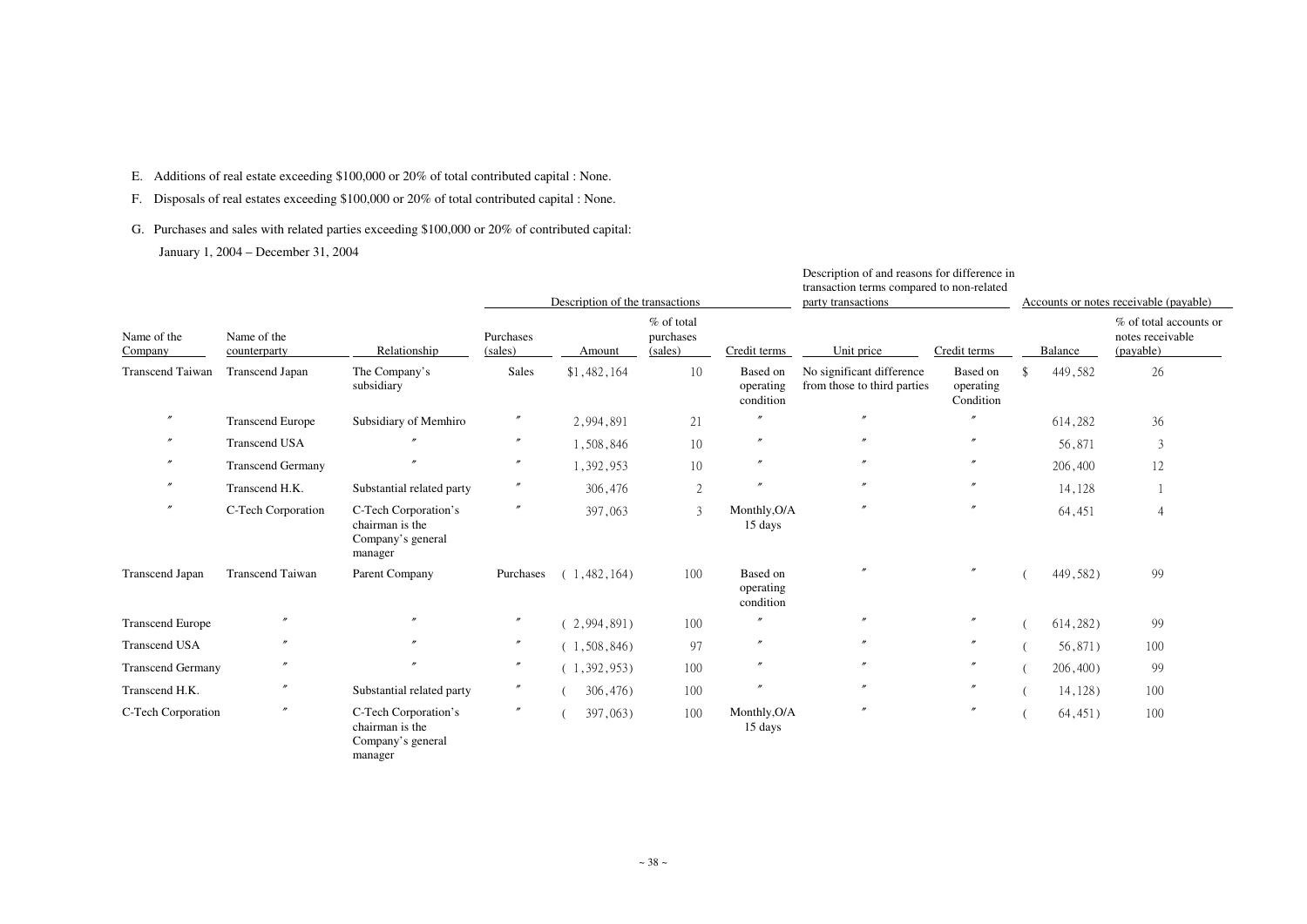E. Additions of real estate exceeding $100,000 or 20% of total contributed capital : None.

F. Disposals of real estates exceeding $100,000 or 20% of total contributed capital : None.

G. Purchases and sales with related parties exceeding $100,000 or 20% of contributed capital:

January 1, 2004 – December 31, 2004

| | | | Description of the transactions | | | | Description of and reasons for difference in transaction terms compared to non-related party transactions | | Accounts or notes receivable (payable) | |
|---|---|---|---|---|---|---|---|---|---|---|
| Name of the Company | Name of the counterparty | Relationship | Purchases (sales) | Amount | % of total purchases (sales) | Credit terms | Unit price | Credit terms | Balance | % of total accounts or notes receivable (payable) |
| Transcend Taiwan | Transcend Japan | The Company's subsidiary | Sales | $1,482,164 | 10 | Based on operating condition | No significant difference from those to third parties | Based on operating Condition | $ 449,582 | 26 |
| 〃 | Transcend Europe | Subsidiary of Memhiro | 〃 | 2,994,891 | 21 | 〃 | 〃 | 〃 | 614,282 | 36 |
| 〃 | Transcend USA | 〃 | 〃 | 1,508,846 | 10 | 〃 | 〃 | 〃 | 56,871 | 3 |
| 〃 | Transcend Germany | 〃 | 〃 | 1,392,953 | 10 | 〃 | 〃 | 〃 | 206,400 | 12 |
| 〃 | Transcend H.K. | Substantial related party | 〃 | 306,476 | 2 | 〃 | 〃 | 〃 | 14,128 | 1 |
| 〃 | C-Tech Corporation | C-Tech Corporation's chairman is the Company's general manager | 〃 | 397,063 | 3 | Monthly,O/A 15 days | 〃 | 〃 | 64,451 | 4 |
| Transcend Japan | Transcend Taiwan | Parent Company | Purchases | ( 1,482,164) | 100 | Based on operating condition | 〃 | 〃 | ( 449,582) | 99 |
| Transcend Europe | 〃 | 〃 | 〃 | ( 2,994,891) | 100 | 〃 | 〃 | 〃 | ( 614,282) | 99 |
| Transcend USA | 〃 | 〃 | 〃 | ( 1,508,846) | 97 | 〃 | 〃 | 〃 | ( 56,871) | 100 |
| Transcend Germany | 〃 | 〃 | 〃 | ( 1,392,953) | 100 | 〃 | 〃 | 〃 | ( 206,400) | 99 |
| Transcend H.K. | 〃 | Substantial related party | 〃 | ( 306,476) | 100 | 〃 | 〃 | 〃 | ( 14,128) | 100 |
| C-Tech Corporation | 〃 | C-Tech Corporation's chairman is the Company's general manager | 〃 | ( 397,063) | 100 | Monthly,O/A 15 days | 〃 | 〃 | ( 64,451) | 100 |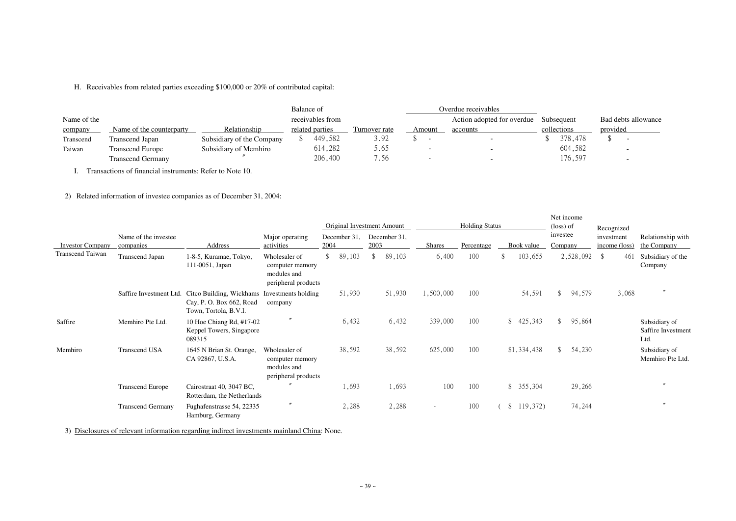H. Receivables from related parties exceeding $100,000 or 20% of contributed capital:

| Name of the company | Name of the counterparty | Relationship | Balance of receivables from related parties | Turnover rate | Overdue receivables | | Subsequent collections | Bad debts allowance provided |
|---|---|---|---|---|---|---|---|---|
| | | | | | Amount | Action adopted for overdue accounts | | |
| Transcend Taiwan | Transcend Japan | Subsidiary of the Company | $ 449,582 | 3.92 | $ - | - | $ 378,478 | $ - |
| | Transcend Europe | Subsidiary of Memhiro | 614,282 | 5.65 | - | - | 604,582 | - |
| | Transcend Germany | 〃 | 206,400 | 7.56 | - | - | 176,597 | - |

I. Transactions of financial instruments: Refer to Note 10.

2) Related information of investee companies as of December 31, 2004:

| Investor Company | Name of the investee companies | Address | Major operating activities | Original Investment Amount | | Holding Status | | | Net income (loss) of investee Company | Recognized investment income (loss) | Relationship with the Company |
|---|---|---|---|---|---|---|---|---|---|---|---|
| | | | | December 31, 2004 | December 31, 2003 | Shares | Percentage | Book value | | | |
| Transcend Taiwan | Transcend Japan | 1-8-5, Kuramae, Tokyo, 111-0051, Japan | Wholesaler of computer memory modules and peripheral products | $ 89,103 | $ 89,103 | 6,400 | 100 | $ 103,655 | 2,528,092 | $ 461 | Subsidiary of the Company |
| | Saffire Investment Ltd. | Citco Building, Wickhams Cay, P. O. Box 662, Road Town, Tortola, B.V.I. | Investments holding company | 51,930 | 51,930 | 1,500,000 | 100 | 54,591 | $ 94,579 | 3,068 | 〃 |
| Saffire | Memhiro Pte Ltd. | 10 Hoe Chiang Rd, #17-02 Keppel Towers, Singapore 089315 | 〃 | 6,432 | 6,432 | 339,000 | 100 | $ 425,343 | $ 95,864 | | Subsidiary of Saffire Investment Ltd. |
| Memhiro | Transcend USA | 1645 N Brian St. Orange, CA 92867, U.S.A. | Wholesaler of computer memory modules and peripheral products | 38,592 | 38,592 | 625,000 | 100 | $1,334,438 | $ 54,230 | | Subsidiary of Memhiro Pte Ltd. |
| | Transcend Europe | Cairostraat 40, 3047 BC, Rotterdam, the Netherlands | 〃 | 1,693 | 1,693 | 100 | 100 | $ 355,304 | 29,266 | | 〃 |
| | Transcend Germany | Fughafenstrasse 54, 22335 Hamburg, Germany | 〃 | 2,288 | 2,288 | - | 100 | ( $ 119,372) | 74,244 | | 〃 |

3) Disclosures of relevant information regarding indirect investments mainland China: None.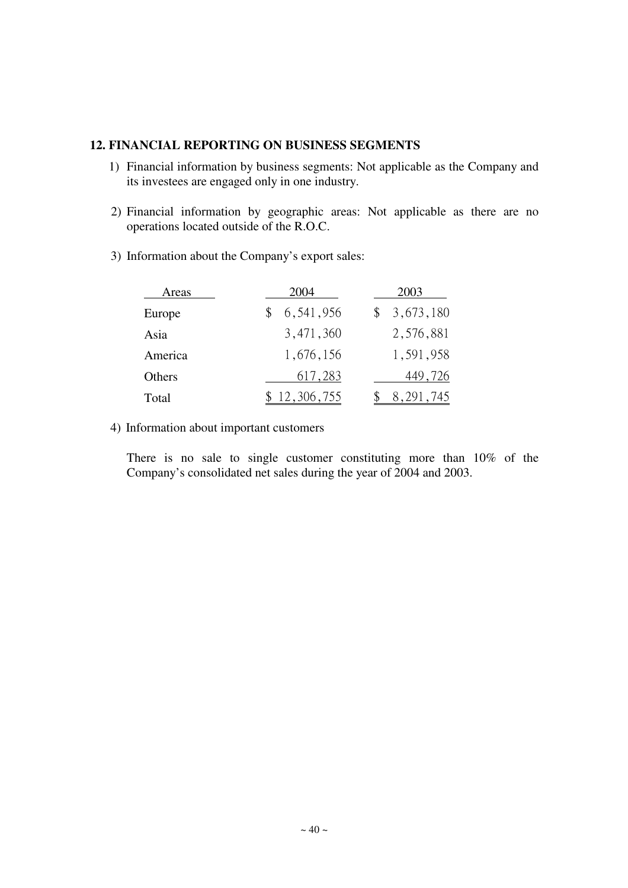## 12. FINANCIAL REPORTING ON BUSINESS SEGMENTS

1) Financial information by business segments: Not applicable as the Company and its investees are engaged only in one industry.

2) Financial information by geographic areas: Not applicable as there are no operations located outside of the R.O.C.

3) Information about the Company's export sales:

| Areas | 2004 | 2003 |
|---|---|---|
| Europe | $ 6,541,956 | $ 3,673,180 |
| Asia | 3,471,360 | 2,576,881 |
| America | 1,676,156 | 1,591,958 |
| Others | 617,283 | 449,726 |
| Total | $ 12,306,755 | $ 8,291,745 |

4) Information about important customers

   There is no sale to single customer constituting more than 10% of the Company's consolidated net sales during the year of 2004 and 2003.